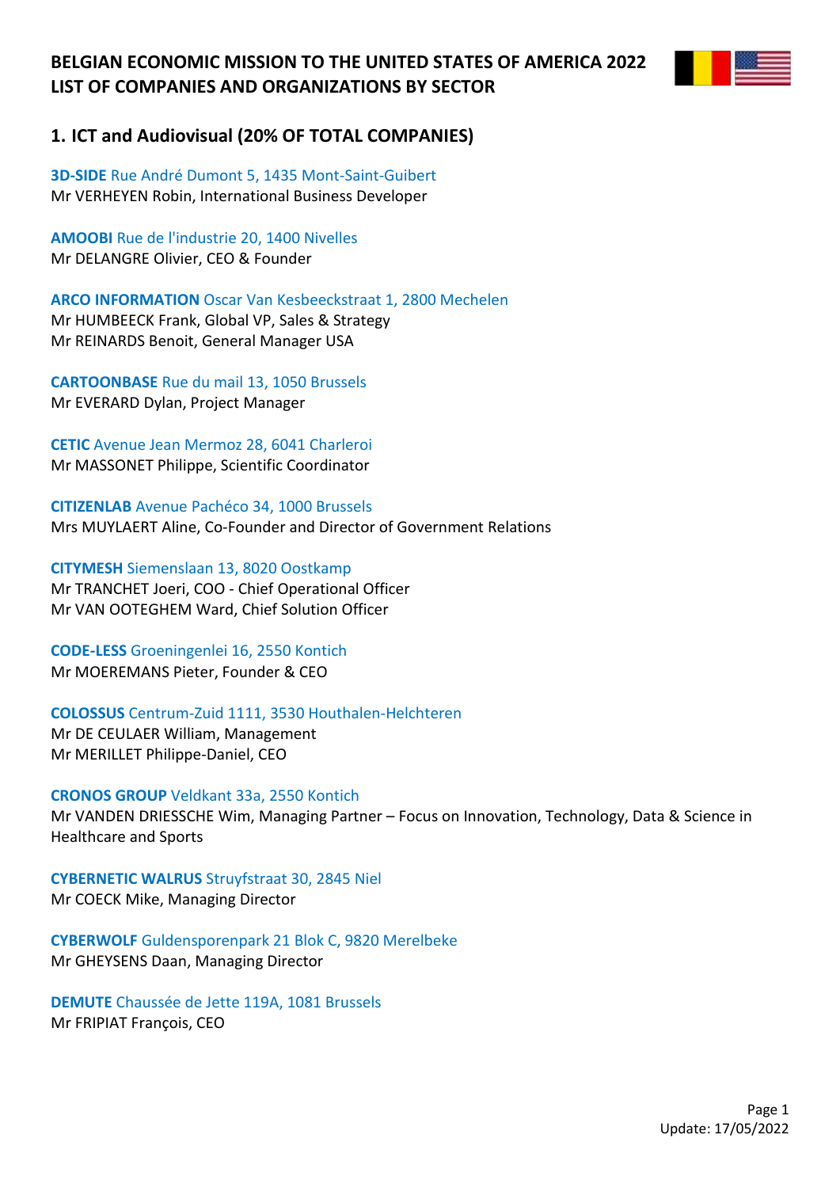# BELGIAN ECONOMIC MISSION TO THE UNITED STATES OF AMERICA 2022
# LIST OF COMPANIES AND ORGANIZATIONS BY SECTOR

## 1. ICT and Audiovisual (20% OF TOTAL COMPANIES)

**3D-SIDE** Rue André Dumont 5, 1435 Mont-Saint-Guibert
Mr VERHEYEN Robin, International Business Developer

**AMOOBI** Rue de l'industrie 20, 1400 Nivelles
Mr DELANGRE Olivier, CEO & Founder

**ARCO INFORMATION** Oscar Van Kesbeeckstraat 1, 2800 Mechelen
Mr HUMBEECK Frank, Global VP, Sales & Strategy
Mr REINARDS Benoit, General Manager USA

**CARTOONBASE** Rue du mail 13, 1050 Brussels
Mr EVERARD Dylan, Project Manager

**CETIC** Avenue Jean Mermoz 28, 6041 Charleroi
Mr MASSONET Philippe, Scientific Coordinator

**CITIZENLAB** Avenue Pachéco 34, 1000 Brussels
Mrs MUYLAERT Aline, Co-Founder and Director of Government Relations

**CITYMESH** Siemenslaan 13, 8020 Oostkamp
Mr TRANCHET Joeri, COO - Chief Operational Officer
Mr VAN OOTEGHEM Ward, Chief Solution Officer

**CODE-LESS** Groeningenlei 16, 2550 Kontich
Mr MOEREMANS Pieter, Founder & CEO

**COLOSSUS** Centrum-Zuid 1111, 3530 Houthalen-Helchteren
Mr DE CEULAER William, Management
Mr MERILLET Philippe-Daniel, CEO

**CRONOS GROUP** Veldkant 33a, 2550 Kontich
Mr VANDEN DRIESSCHE Wim, Managing Partner – Focus on Innovation, Technology, Data & Science in Healthcare and Sports

**CYBERNETIC WALRUS** Struyfstraat 30, 2845 Niel
Mr COECK Mike, Managing Director

**CYBERWOLF** Guldensporenpark 21 Blok C, 9820 Merelbeke
Mr GHEYSENS Daan, Managing Director

**DEMUTE** Chaussée de Jette 119A, 1081 Brussels
Mr FRIPIAT François, CEO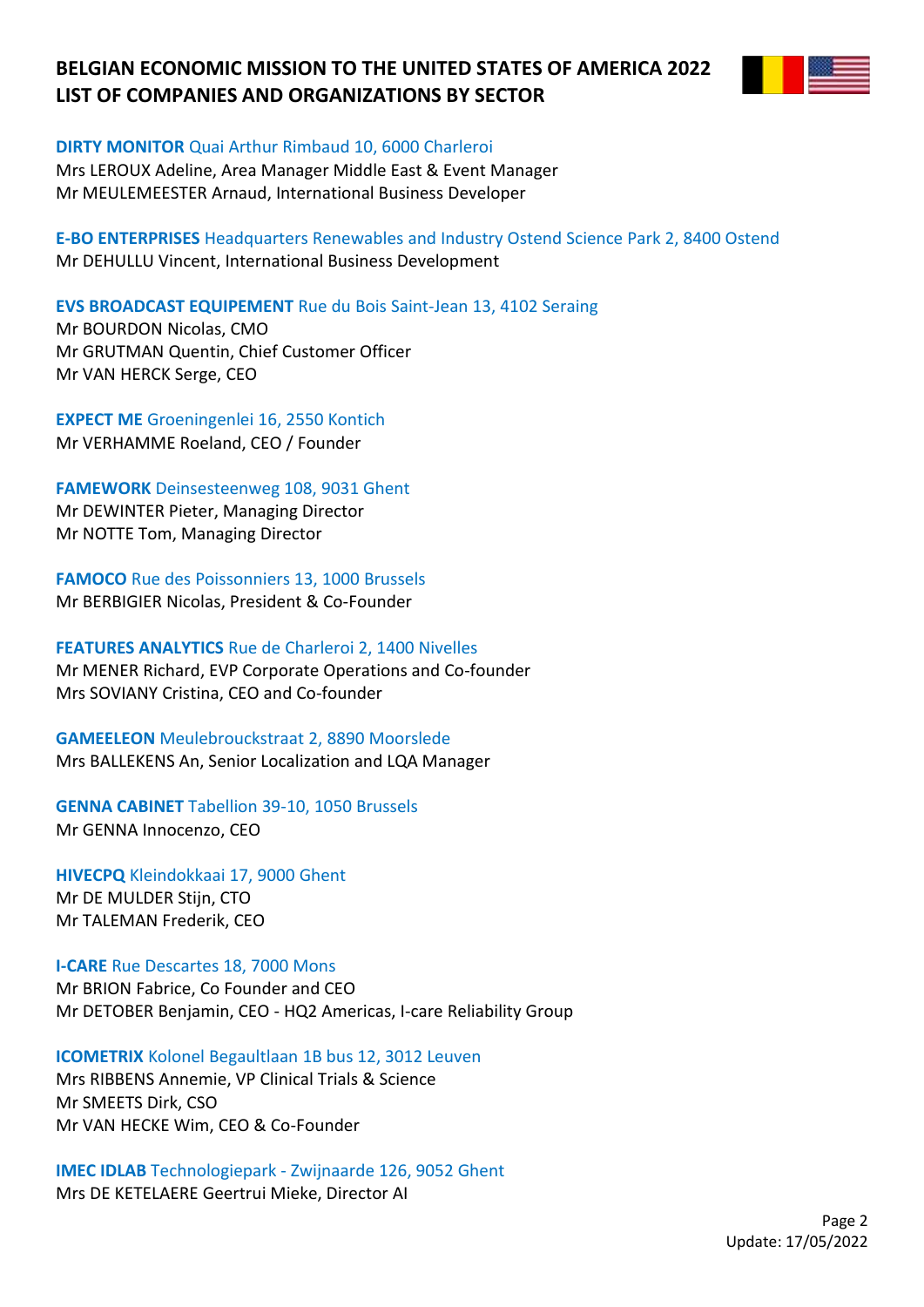# BELGIAN ECONOMIC MISSION TO THE UNITED STATES OF AMERICA 2022
# LIST OF COMPANIES AND ORGANIZATIONS BY SECTOR

**DIRTY MONITOR** Quai Arthur Rimbaud 10, 6000 Charleroi
Mrs LEROUX Adeline, Area Manager Middle East & Event Manager
Mr MEULEMEESTER Arnaud, International Business Developer

**E-BO ENTERPRISES** Headquarters Renewables and Industry Ostend Science Park 2, 8400 Ostend
Mr DEHULLU Vincent, International Business Development

**EVS BROADCAST EQUIPEMENT** Rue du Bois Saint-Jean 13, 4102 Seraing
Mr BOURDON Nicolas, CMO
Mr GRUTMAN Quentin, Chief Customer Officer
Mr VAN HERCK Serge, CEO

**EXPECT ME** Groeningenlei 16, 2550 Kontich
Mr VERHAMME Roeland, CEO / Founder

**FAMEWORK** Deinsesteenweg 108, 9031 Ghent
Mr DEWINTER Pieter, Managing Director
Mr NOTTE Tom, Managing Director

**FAMOCO** Rue des Poissonniers 13, 1000 Brussels
Mr BERBIGIER Nicolas, President & Co-Founder

**FEATURES ANALYTICS** Rue de Charleroi 2, 1400 Nivelles
Mr MENER Richard, EVP Corporate Operations and Co-founder
Mrs SOVIANY Cristina, CEO and Co-founder

**GAMEELEON** Meulebrouckstraat 2, 8890 Moorslede
Mrs BALLEKENS An, Senior Localization and LQA Manager

**GENNA CABINET** Tabellion 39-10, 1050 Brussels
Mr GENNA Innocenzo, CEO

**HIVECPQ** Kleindokkaai 17, 9000 Ghent
Mr DE MULDER Stijn, CTO
Mr TALEMAN Frederik, CEO

**I-CARE** Rue Descartes 18, 7000 Mons
Mr BRION Fabrice, Co Founder and CEO
Mr DETOBER Benjamin, CEO - HQ2 Americas, I-care Reliability Group

**ICOMETRIX** Kolonel Begaultlaan 1B bus 12, 3012 Leuven
Mrs RIBBENS Annemie, VP Clinical Trials & Science
Mr SMEETS Dirk, CSO
Mr VAN HECKE Wim, CEO & Co-Founder

**IMEC IDLAB** Technologiepark - Zwijnaarde 126, 9052 Ghent
Mrs DE KETELAERE Geertrui Mieke, Director AI

Update: 17/05/2022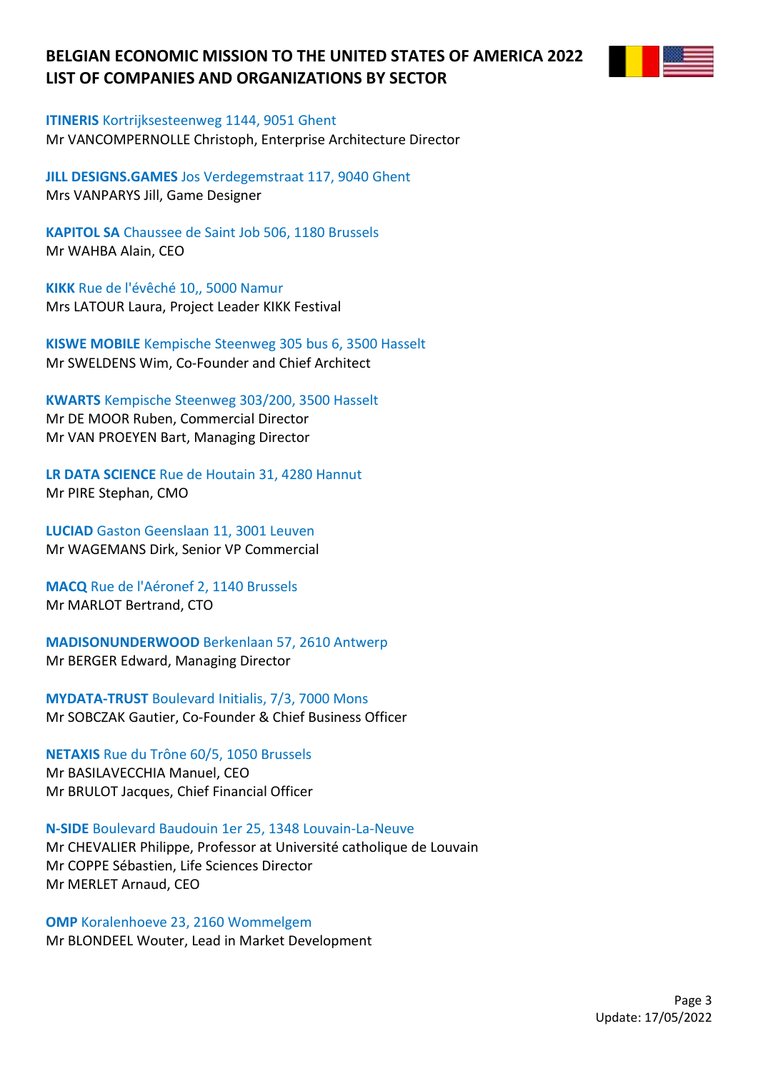**ITINERIS** Kortrijksesteenweg 1144, 9051 Ghent
Mr VANCOMPERNOLLE Christoph, Enterprise Architecture Director

**JILL DESIGNS.GAMES** Jos Verdegemstraat 117, 9040 Ghent
Mrs VANPARYS Jill, Game Designer

**KAPITOL SA** Chaussee de Saint Job 506, 1180 Brussels
Mr WAHBA Alain, CEO

**KIKK** Rue de l'évêché 10,, 5000 Namur
Mrs LATOUR Laura, Project Leader KIKK Festival

**KISWE MOBILE** Kempische Steenweg 305 bus 6, 3500 Hasselt
Mr SWELDENS Wim, Co-Founder and Chief Architect

**KWARTS** Kempische Steenweg 303/200, 3500 Hasselt
Mr DE MOOR Ruben, Commercial Director
Mr VAN PROEYEN Bart, Managing Director

**LR DATA SCIENCE** Rue de Houtain 31, 4280 Hannut
Mr PIRE Stephan, CMO

**LUCIAD** Gaston Geenslaan 11, 3001 Leuven
Mr WAGEMANS Dirk, Senior VP Commercial

**MACQ** Rue de l'Aéronef 2, 1140 Brussels
Mr MARLOT Bertrand, CTO

**MADISONUNDERWOOD** Berkenlaan 57, 2610 Antwerp
Mr BERGER Edward, Managing Director

**MYDATA-TRUST** Boulevard Initialis, 7/3, 7000 Mons
Mr SOBCZAK Gautier, Co-Founder & Chief Business Officer

**NETAXIS** Rue du Trône 60/5, 1050 Brussels
Mr BASILAVECCHIA Manuel, CEO
Mr BRULOT Jacques, Chief Financial Officer

**N-SIDE** Boulevard Baudouin 1er 25, 1348 Louvain-La-Neuve
Mr CHEVALIER Philippe, Professor at Université catholique de Louvain
Mr COPPE Sébastien, Life Sciences Director
Mr MERLET Arnaud, CEO

**OMP** Koralenhoeve 23, 2160 Wommelgem
Mr BLONDEEL Wouter, Lead in Market Development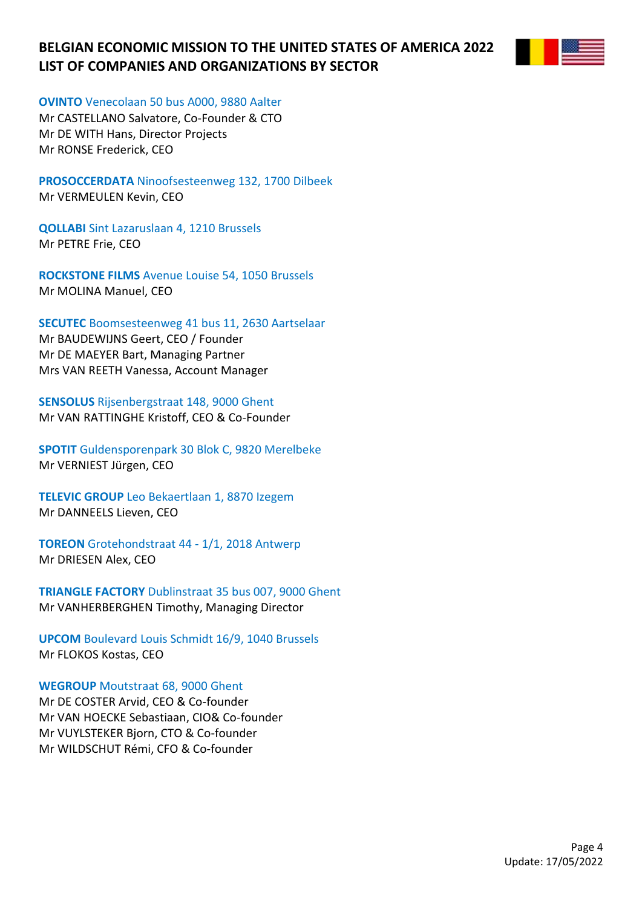**OVINTO** Venecolaan 50 bus A000, 9880 Aalter
Mr CASTELLANO Salvatore, Co-Founder & CTO
Mr DE WITH Hans, Director Projects
Mr RONSE Frederick, CEO

**PROSOCCERDATA** Ninoofsesteenweg 132, 1700 Dilbeek
Mr VERMEULEN Kevin, CEO

**QOLLABI** Sint Lazaruslaan 4, 1210 Brussels
Mr PETRE Frie, CEO

**ROCKSTONE FILMS** Avenue Louise 54, 1050 Brussels
Mr MOLINA Manuel, CEO

**SECUTEC** Boomsesteenweg 41 bus 11, 2630 Aartselaar
Mr BAUDEWIJNS Geert, CEO / Founder
Mr DE MAEYER Bart, Managing Partner
Mrs VAN REETH Vanessa, Account Manager

**SENSOLUS** Rijsenbergstraat 148, 9000 Ghent
Mr VAN RATTINGHE Kristoff, CEO & Co-Founder

**SPOTIT** Guldensporenpark 30 Blok C, 9820 Merelbeke
Mr VERNIEST Jürgen, CEO

**TELEVIC GROUP** Leo Bekaertlaan 1, 8870 Izegem
Mr DANNEELS Lieven, CEO

**TOREON** Grotehondstraat 44 - 1/1, 2018 Antwerp
Mr DRIESEN Alex, CEO

**TRIANGLE FACTORY** Dublinstraat 35 bus 007, 9000 Ghent
Mr VANHERBERGHEN Timothy, Managing Director

**UPCOM** Boulevard Louis Schmidt 16/9, 1040 Brussels
Mr FLOKOS Kostas, CEO

**WEGROUP** Moutstraat 68, 9000 Ghent
Mr DE COSTER Arvid, CEO & Co-founder
Mr VAN HOECKE Sebastiaan, CIO& Co-founder
Mr VUYLSTEKER Bjorn, CTO & Co-founder
Mr WILDSCHUT Rémi, CFO & Co-founder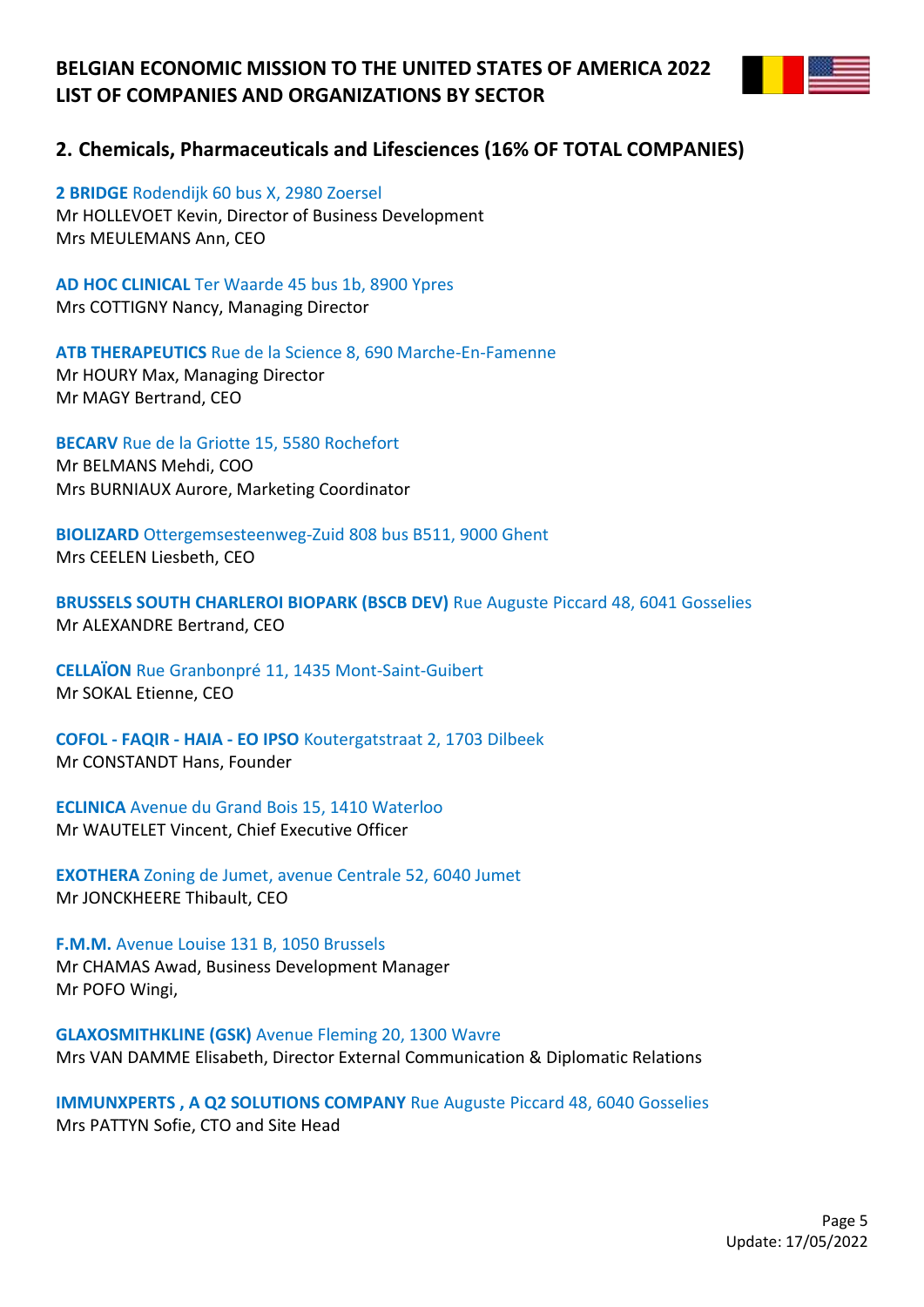## 2. Chemicals, Pharmaceuticals and Lifesciences (16% OF TOTAL COMPANIES)

**2 BRIDGE** Rodendijk 60 bus X, 2980 Zoersel
Mr HOLLEVOET Kevin, Director of Business Development
Mrs MEULEMANS Ann, CEO

**AD HOC CLINICAL** Ter Waarde 45 bus 1b, 8900 Ypres
Mrs COTTIGNY Nancy, Managing Director

**ATB THERAPEUTICS** Rue de la Science 8, 690 Marche-En-Famenne
Mr HOURY Max, Managing Director
Mr MAGY Bertrand, CEO

**BECARV** Rue de la Griotte 15, 5580 Rochefort
Mr BELMANS Mehdi, COO
Mrs BURNIAUX Aurore, Marketing Coordinator

**BIOLIZARD** Ottergemsesteenweg-Zuid 808 bus B511, 9000 Ghent
Mrs CEELEN Liesbeth, CEO

**BRUSSELS SOUTH CHARLEROI BIOPARK (BSCB DEV)** Rue Auguste Piccard 48, 6041 Gosselies
Mr ALEXANDRE Bertrand, CEO

**CELLAÏON** Rue Granbonpré 11, 1435 Mont-Saint-Guibert
Mr SOKAL Etienne, CEO

**COFOL - FAQIR - HAIA - EO IPSO** Koutergatstraat 2, 1703 Dilbeek
Mr CONSTANDT Hans, Founder

**ECLINICA** Avenue du Grand Bois 15, 1410 Waterloo
Mr WAUTELET Vincent, Chief Executive Officer

**EXOTHERA** Zoning de Jumet, avenue Centrale 52, 6040 Jumet
Mr JONCKHEERE Thibault, CEO

**F.M.M.** Avenue Louise 131 B, 1050 Brussels
Mr CHAMAS Awad, Business Development Manager
Mr POFO Wingi,

**GLAXOSMITHKLINE (GSK)** Avenue Fleming 20, 1300 Wavre
Mrs VAN DAMME Elisabeth, Director External Communication & Diplomatic Relations

**IMMUNXPERTS , A Q2 SOLUTIONS COMPANY** Rue Auguste Piccard 48, 6040 Gosselies
Mrs PATTYN Sofie, CTO and Site Head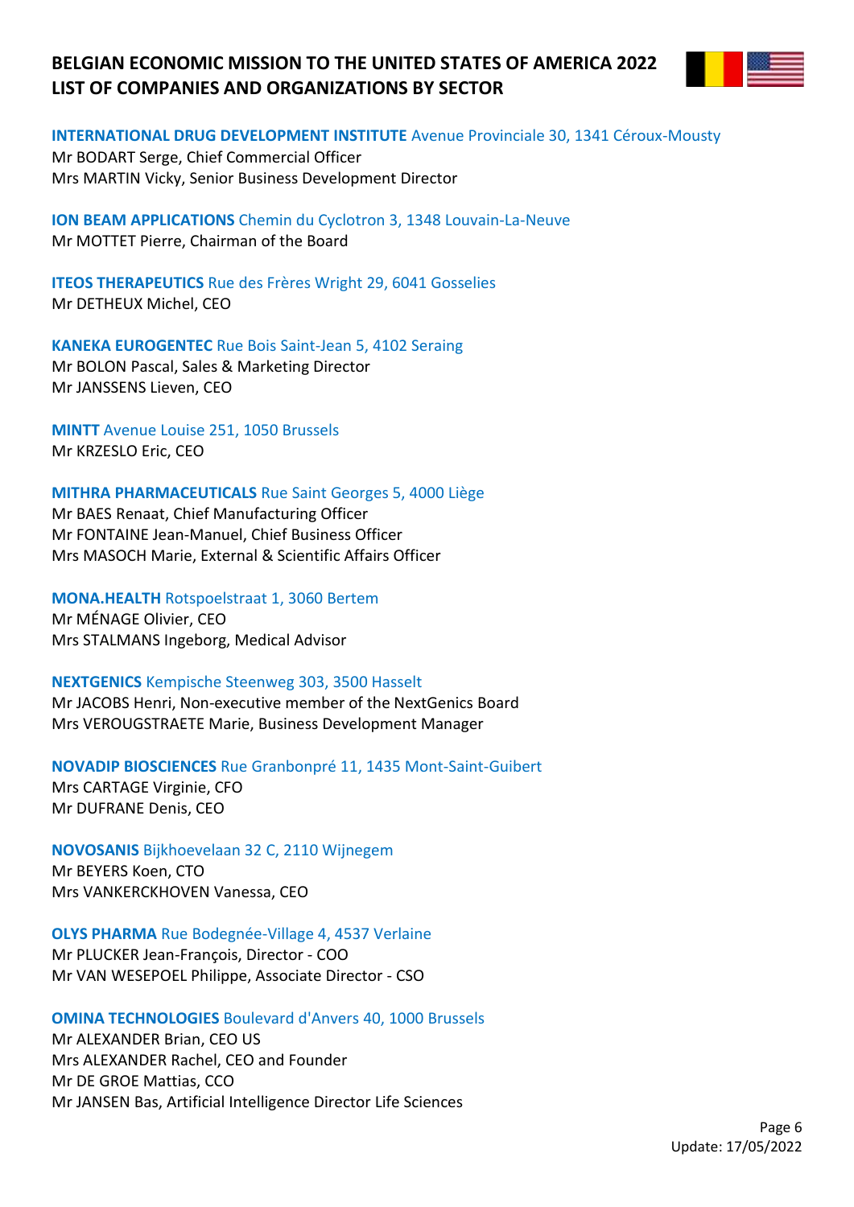**INTERNATIONAL DRUG DEVELOPMENT INSTITUTE** Avenue Provinciale 30, 1341 Céroux-Mousty
Mr BODART Serge, Chief Commercial Officer
Mrs MARTIN Vicky, Senior Business Development Director

**ION BEAM APPLICATIONS** Chemin du Cyclotron 3, 1348 Louvain-La-Neuve
Mr MOTTET Pierre, Chairman of the Board

**ITEOS THERAPEUTICS** Rue des Frères Wright 29, 6041 Gosselies
Mr DETHEUX Michel, CEO

**KANEKA EUROGENTEC** Rue Bois Saint-Jean 5, 4102 Seraing
Mr BOLON Pascal, Sales & Marketing Director
Mr JANSSENS Lieven, CEO

**MINTT** Avenue Louise 251, 1050 Brussels
Mr KRZESLO Eric, CEO

**MITHRA PHARMACEUTICALS** Rue Saint Georges 5, 4000 Liège
Mr BAES Renaat, Chief Manufacturing Officer
Mr FONTAINE Jean-Manuel, Chief Business Officer
Mrs MASOCH Marie, External & Scientific Affairs Officer

**MONA.HEALTH** Rotspoelstraat 1, 3060 Bertem
Mr MÉNAGE Olivier, CEO
Mrs STALMANS Ingeborg, Medical Advisor

**NEXTGENICS** Kempische Steenweg 303, 3500 Hasselt
Mr JACOBS Henri, Non-executive member of the NextGenics Board
Mrs VEROUGSTRAETE Marie, Business Development Manager

**NOVADIP BIOSCIENCES** Rue Granbonpré 11, 1435 Mont-Saint-Guibert
Mrs CARTAGE Virginie, CFO
Mr DUFRANE Denis, CEO

**NOVOSANIS** Bijkhoevelaan 32 C, 2110 Wijnegem
Mr BEYERS Koen, CTO
Mrs VANKERCKHOVEN Vanessa, CEO

**OLYS PHARMA** Rue Bodegnée-Village 4, 4537 Verlaine
Mr PLUCKER Jean-François, Director - COO
Mr VAN WESEPOEL Philippe, Associate Director - CSO

**OMINA TECHNOLOGIES** Boulevard d'Anvers 40, 1000 Brussels
Mr ALEXANDER Brian, CEO US
Mrs ALEXANDER Rachel, CEO and Founder
Mr DE GROE Mattias, CCO
Mr JANSEN Bas, Artificial Intelligence Director Life Sciences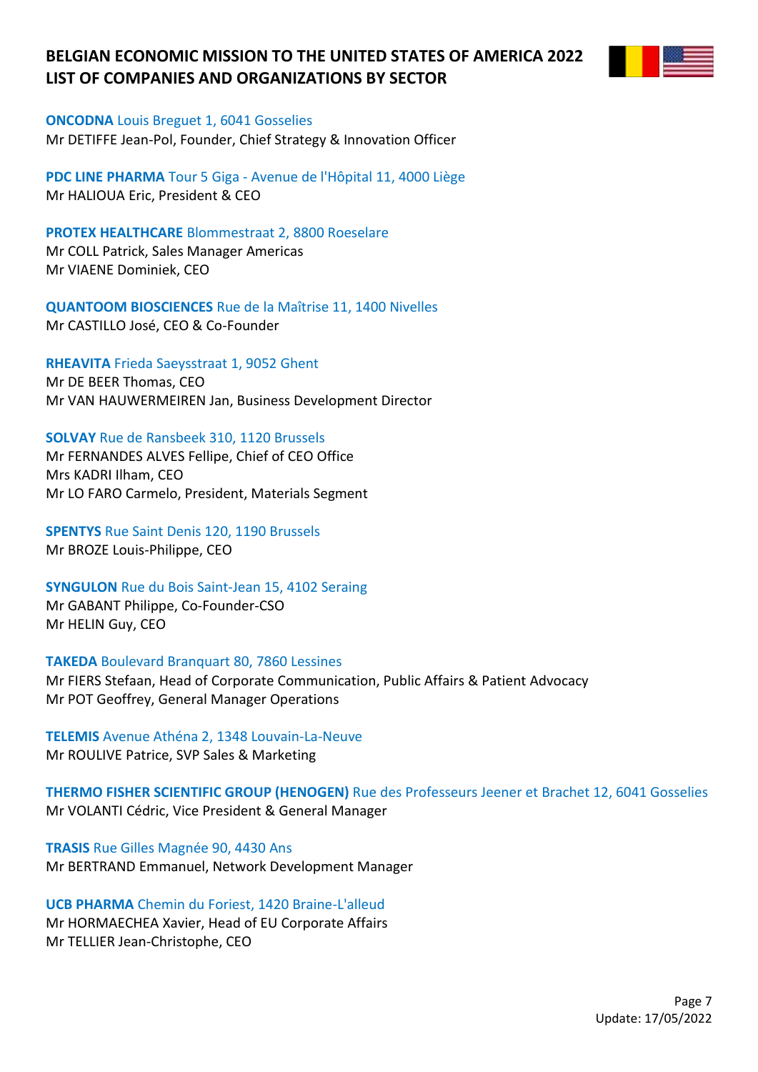**ONCODNA** Louis Breguet 1, 6041 Gosselies
Mr DETIFFE Jean-Pol, Founder, Chief Strategy & Innovation Officer

**PDC LINE PHARMA** Tour 5 Giga - Avenue de l'Hôpital 11, 4000 Liège
Mr HALIOUA Eric, President & CEO

**PROTEX HEALTHCARE** Blommestraat 2, 8800 Roeselare
Mr COLL Patrick, Sales Manager Americas
Mr VIAENE Dominiek, CEO

**QUANTOOM BIOSCIENCES** Rue de la Maîtrise 11, 1400 Nivelles
Mr CASTILLO José, CEO & Co-Founder

**RHEAVITA** Frieda Saeysstraat 1, 9052 Ghent
Mr DE BEER Thomas, CEO
Mr VAN HAUWERMEIREN Jan, Business Development Director

**SOLVAY** Rue de Ransbeek 310, 1120 Brussels
Mr FERNANDES ALVES Fellipe, Chief of CEO Office
Mrs KADRI Ilham, CEO
Mr LO FARO Carmelo, President, Materials Segment

**SPENTYS** Rue Saint Denis 120, 1190 Brussels
Mr BROZE Louis-Philippe, CEO

**SYNGULON** Rue du Bois Saint-Jean 15, 4102 Seraing
Mr GABANT Philippe, Co-Founder-CSO
Mr HELIN Guy, CEO

**TAKEDA** Boulevard Branquart 80, 7860 Lessines
Mr FIERS Stefaan, Head of Corporate Communication, Public Affairs & Patient Advocacy
Mr POT Geoffrey, General Manager Operations

**TELEMIS** Avenue Athéna 2, 1348 Louvain-La-Neuve
Mr ROULIVE Patrice, SVP Sales & Marketing

**THERMO FISHER SCIENTIFIC GROUP (HENOGEN)** Rue des Professeurs Jeener et Brachet 12, 6041 Gosselies
Mr VOLANTI Cédric, Vice President & General Manager

**TRASIS** Rue Gilles Magnée 90, 4430 Ans
Mr BERTRAND Emmanuel, Network Development Manager

**UCB PHARMA** Chemin du Foriest, 1420 Braine-L'alleud
Mr HORMAECHEA Xavier, Head of EU Corporate Affairs
Mr TELLIER Jean-Christophe, CEO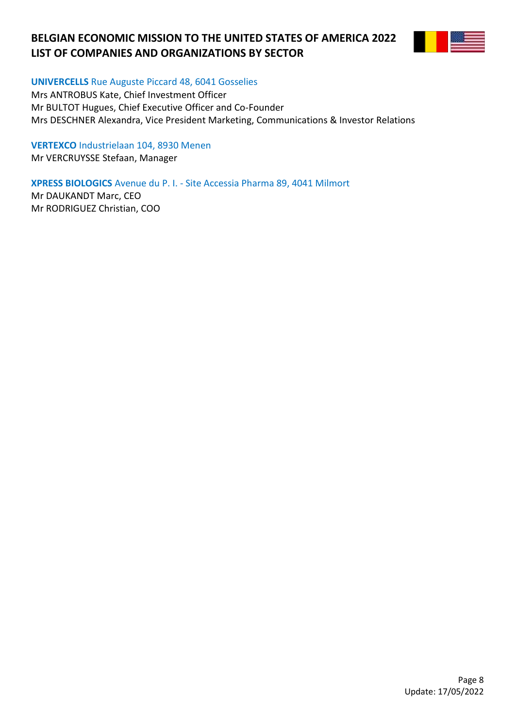**UNIVERCELLS** Rue Auguste Piccard 48, 6041 Gosselies
Mrs ANTROBUS Kate, Chief Investment Officer
Mr BULTOT Hugues, Chief Executive Officer and Co-Founder
Mrs DESCHNER Alexandra, Vice President Marketing, Communications & Investor Relations

**VERTEXCO** Industrielaan 104, 8930 Menen
Mr VERCRUYSSE Stefaan, Manager

**XPRESS BIOLOGICS** Avenue du P. I. - Site Accessia Pharma 89, 4041 Milmort
Mr DAUKANDT Marc, CEO
Mr RODRIGUEZ Christian, COO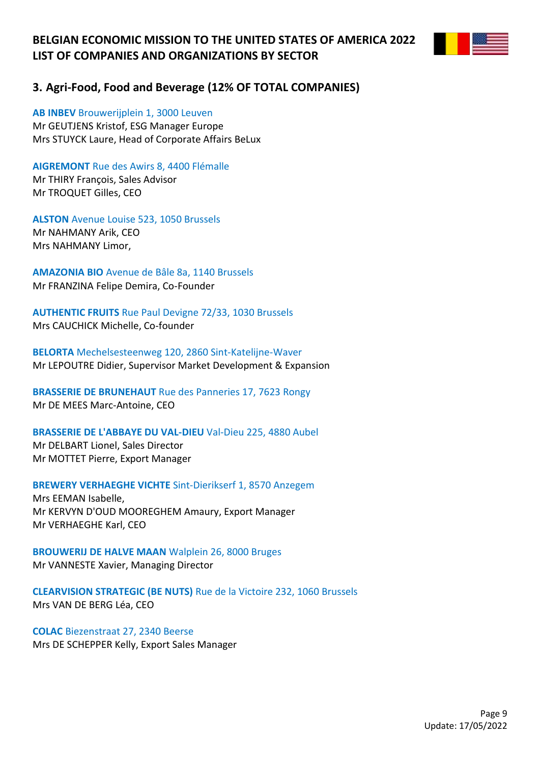# BELGIAN ECONOMIC MISSION TO THE UNITED STATES OF AMERICA 2022
# LIST OF COMPANIES AND ORGANIZATIONS BY SECTOR

## 3. Agri-Food, Food and Beverage (12% OF TOTAL COMPANIES)

**AB INBEV** Brouwerijplein 1, 3000 Leuven
Mr GEUTJENS Kristof, ESG Manager Europe
Mrs STUYCK Laure, Head of Corporate Affairs BeLux

**AIGREMONT** Rue des Awirs 8, 4400 Flémalle
Mr THIRY François, Sales Advisor
Mr TROQUET Gilles, CEO

**ALSTON** Avenue Louise 523, 1050 Brussels
Mr NAHMANY Arik, CEO
Mrs NAHMANY Limor,

**AMAZONIA BIO** Avenue de Bâle 8a, 1140 Brussels
Mr FRANZINA Felipe Demira, Co-Founder

**AUTHENTIC FRUITS** Rue Paul Devigne 72/33, 1030 Brussels
Mrs CAUCHICK Michelle, Co-founder

**BELORTA** Mechelsesteenweg 120, 2860 Sint-Katelijne-Waver
Mr LEPOUTRE Didier, Supervisor Market Development & Expansion

**BRASSERIE DE BRUNEHAUT** Rue des Panneries 17, 7623 Rongy
Mr DE MEES Marc-Antoine, CEO

**BRASSERIE DE L'ABBAYE DU VAL-DIEU** Val-Dieu 225, 4880 Aubel
Mr DELBART Lionel, Sales Director
Mr MOTTET Pierre, Export Manager

**BREWERY VERHAEGHE VICHTE** Sint-Dierikserf 1, 8570 Anzegem
Mrs EEMAN Isabelle,
Mr KERVYN D'OUD MOOREGHEM Amaury, Export Manager
Mr VERHAEGHE Karl, CEO

**BROUWERIJ DE HALVE MAAN** Walplein 26, 8000 Bruges
Mr VANNESTE Xavier, Managing Director

**CLEARVISION STRATEGIC (BE NUTS)** Rue de la Victoire 232, 1060 Brussels
Mrs VAN DE BERG Léa, CEO

**COLAC** Biezenstraat 27, 2340 Beerse
Mrs DE SCHEPPER Kelly, Export Sales Manager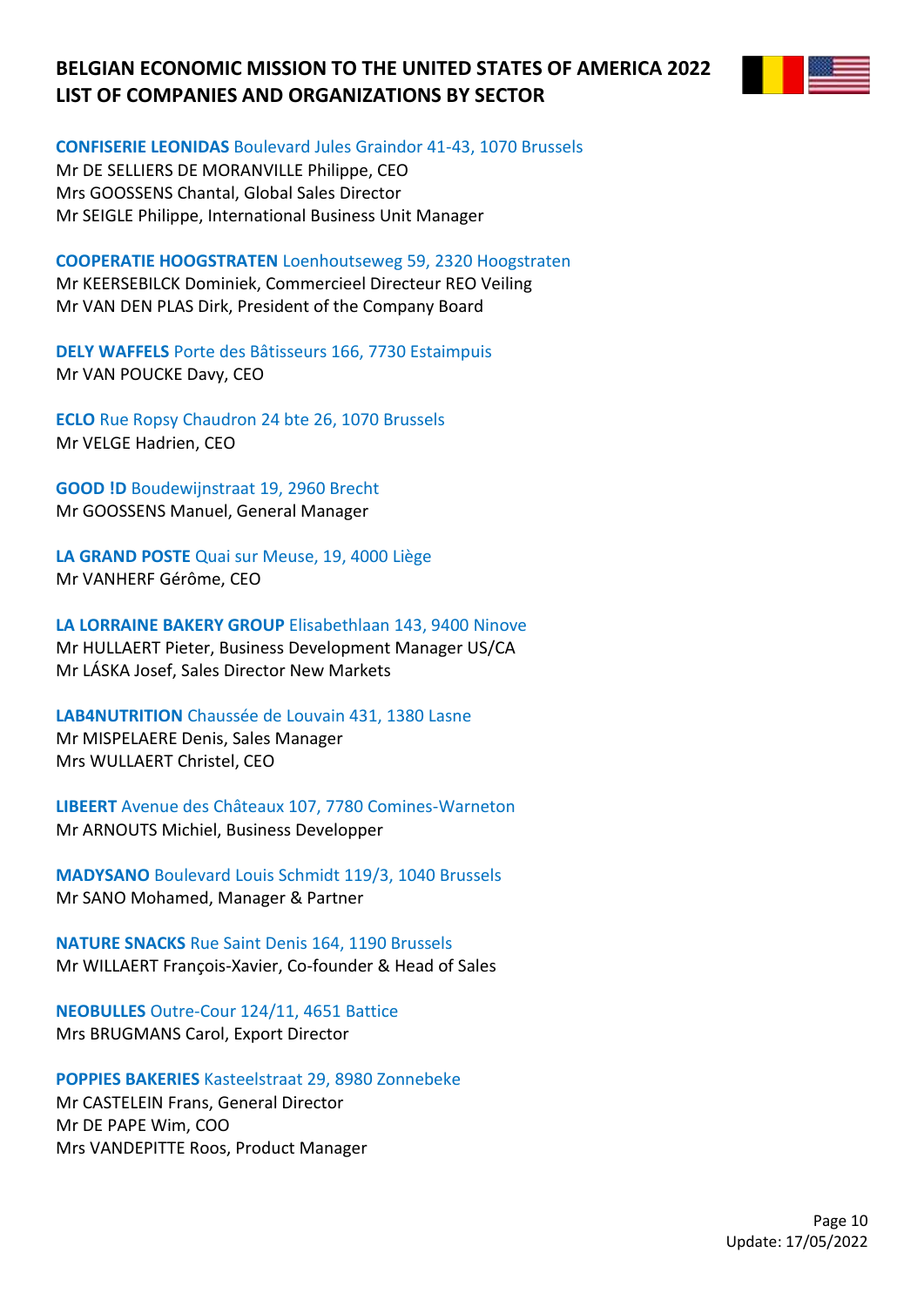**CONFISERIE LEONIDAS** Boulevard Jules Graindor 41-43, 1070 Brussels
Mr DE SELLIERS DE MORANVILLE Philippe, CEO
Mrs GOOSSENS Chantal, Global Sales Director
Mr SEIGLE Philippe, International Business Unit Manager

**COOPERATIE HOOGSTRATEN** Loenhoutseweg 59, 2320 Hoogstraten
Mr KEERSEBILCK Dominiek, Commercieel Directeur REO Veiling
Mr VAN DEN PLAS Dirk, President of the Company Board

**DELY WAFFELS** Porte des Bâtisseurs 166, 7730 Estaimpuis
Mr VAN POUCKE Davy, CEO

**ECLO** Rue Ropsy Chaudron 24 bte 26, 1070 Brussels
Mr VELGE Hadrien, CEO

**GOOD !D** Boudewijnstraat 19, 2960 Brecht
Mr GOOSSENS Manuel, General Manager

**LA GRAND POSTE** Quai sur Meuse, 19, 4000 Liège
Mr VANHERF Gérôme, CEO

**LA LORRAINE BAKERY GROUP** Elisabethlaan 143, 9400 Ninove
Mr HULLAERT Pieter, Business Development Manager US/CA
Mr LÁSKA Josef, Sales Director New Markets

**LAB4NUTRITION** Chaussée de Louvain 431, 1380 Lasne
Mr MISPELAERE Denis, Sales Manager
Mrs WULLAERT Christel, CEO

**LIBEERT** Avenue des Châteaux 107, 7780 Comines-Warneton
Mr ARNOUTS Michiel, Business Developper

**MADYSANO** Boulevard Louis Schmidt 119/3, 1040 Brussels
Mr SANO Mohamed, Manager & Partner

**NATURE SNACKS** Rue Saint Denis 164, 1190 Brussels
Mr WILLAERT François-Xavier, Co-founder & Head of Sales

**NEOBULLES** Outre-Cour 124/11, 4651 Battice
Mrs BRUGMANS Carol, Export Director

**POPPIES BAKERIES** Kasteelstraat 29, 8980 Zonnebeke
Mr CASTELEIN Frans, General Director
Mr DE PAPE Wim, COO
Mrs VANDEPITTE Roos, Product Manager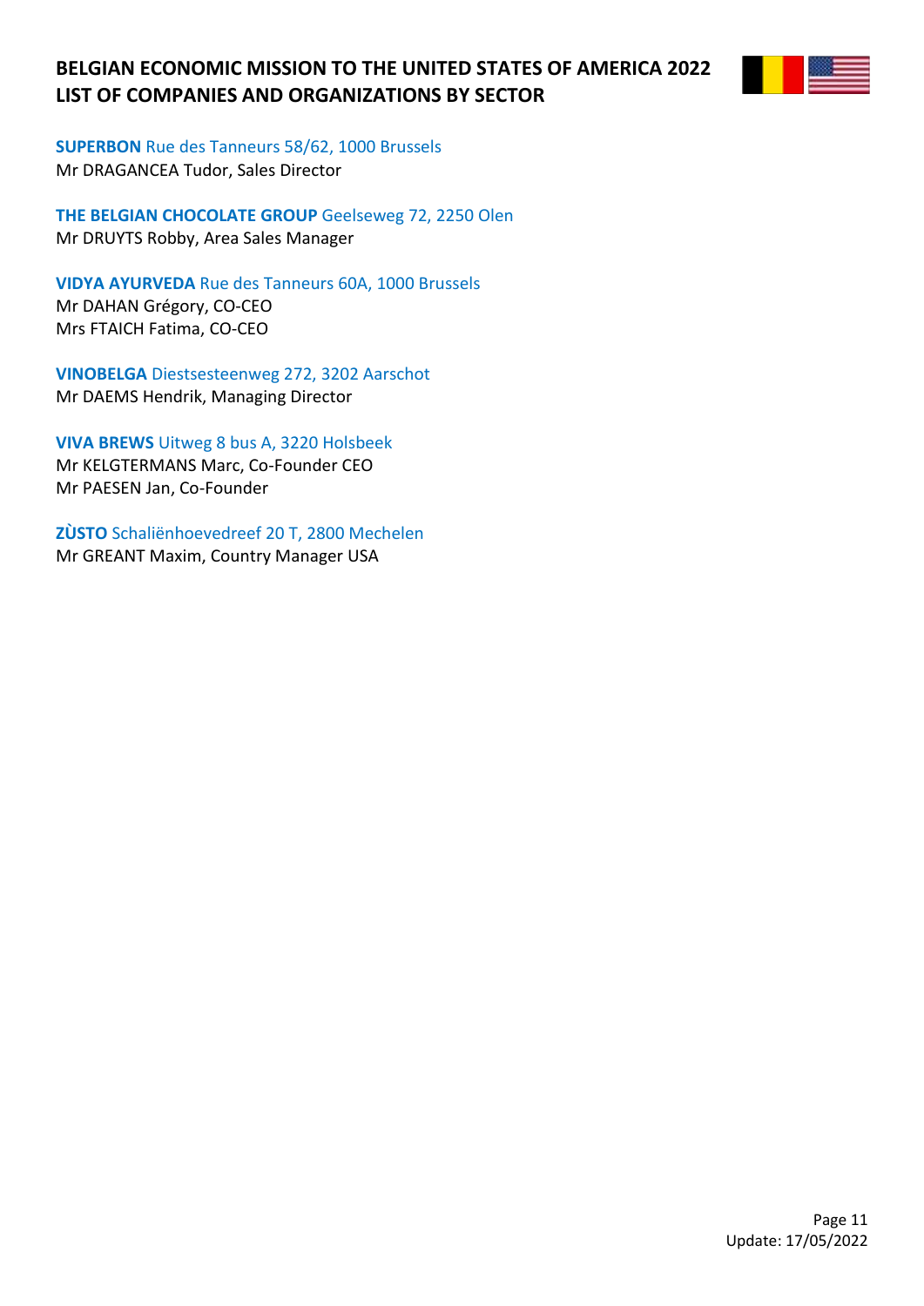**SUPERBON** Rue des Tanneurs 58/62, 1000 Brussels
Mr DRAGANCEA Tudor, Sales Director

**THE BELGIAN CHOCOLATE GROUP** Geelseweg 72, 2250 Olen
Mr DRUYTS Robby, Area Sales Manager

**VIDYA AYURVEDA** Rue des Tanneurs 60A, 1000 Brussels
Mr DAHAN Grégory, CO-CEO
Mrs FTAICH Fatima, CO-CEO

**VINOBELGA** Diestsesteenweg 272, 3202 Aarschot
Mr DAEMS Hendrik, Managing Director

**VIVA BREWS** Uitweg 8 bus A, 3220 Holsbeek
Mr KELGTERMANS Marc, Co-Founder CEO
Mr PAESEN Jan, Co-Founder

**ZÙSTO** Schaliënhoevedreef 20 T, 2800 Mechelen
Mr GREANT Maxim, Country Manager USA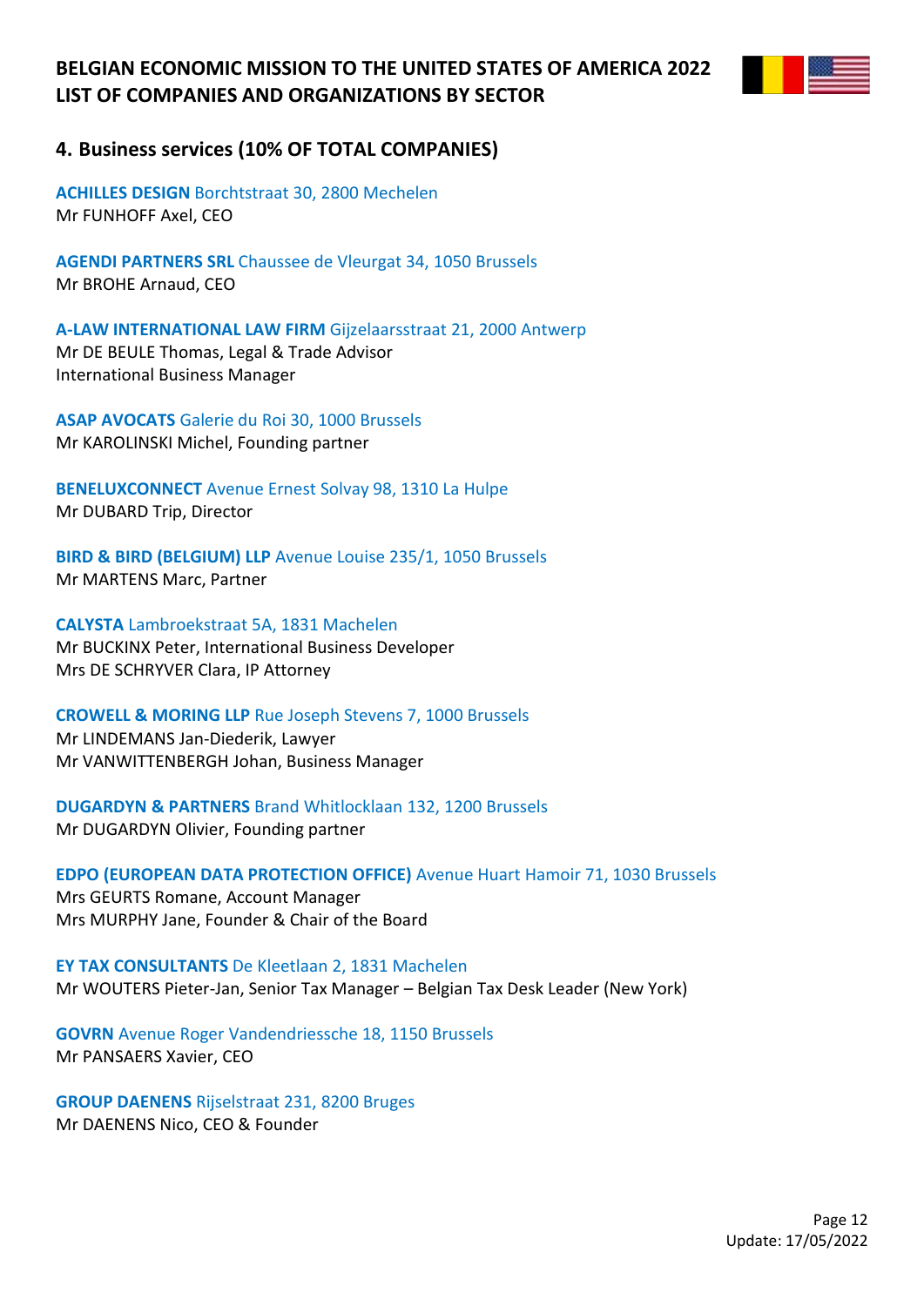# BELGIAN ECONOMIC MISSION TO THE UNITED STATES OF AMERICA 2022
# LIST OF COMPANIES AND ORGANIZATIONS BY SECTOR

## 4. Business services (10% OF TOTAL COMPANIES)

**ACHILLES DESIGN** Borchtstraat 30, 2800 Mechelen
Mr FUNHOFF Axel, CEO

**AGENDI PARTNERS SRL** Chaussee de Vleurgat 34, 1050 Brussels
Mr BROHE Arnaud, CEO

**A-LAW INTERNATIONAL LAW FIRM** Gijzelaarsstraat 21, 2000 Antwerp
Mr DE BEULE Thomas, Legal & Trade Advisor
International Business Manager

**ASAP AVOCATS** Galerie du Roi 30, 1000 Brussels
Mr KAROLINSKI Michel, Founding partner

**BENELUXCONNECT** Avenue Ernest Solvay 98, 1310 La Hulpe
Mr DUBARD Trip, Director

**BIRD & BIRD (BELGIUM) LLP** Avenue Louise 235/1, 1050 Brussels
Mr MARTENS Marc, Partner

**CALYSTA** Lambroekstraat 5A, 1831 Machelen
Mr BUCKINX Peter, International Business Developer
Mrs DE SCHRYVER Clara, IP Attorney

**CROWELL & MORING LLP** Rue Joseph Stevens 7, 1000 Brussels
Mr LINDEMANS Jan-Diederik, Lawyer
Mr VANWITTENBERGH Johan, Business Manager

**DUGARDYN & PARTNERS** Brand Whitlocklaan 132, 1200 Brussels
Mr DUGARDYN Olivier, Founding partner

**EDPO (EUROPEAN DATA PROTECTION OFFICE)** Avenue Huart Hamoir 71, 1030 Brussels
Mrs GEURTS Romane, Account Manager
Mrs MURPHY Jane, Founder & Chair of the Board

**EY TAX CONSULTANTS** De Kleetlaan 2, 1831 Machelen
Mr WOUTERS Pieter-Jan, Senior Tax Manager – Belgian Tax Desk Leader (New York)

**GOVRN** Avenue Roger Vandendriessche 18, 1150 Brussels
Mr PANSAERS Xavier, CEO

**GROUP DAENENS** Rijselstraat 231, 8200 Bruges
Mr DAENENS Nico, CEO & Founder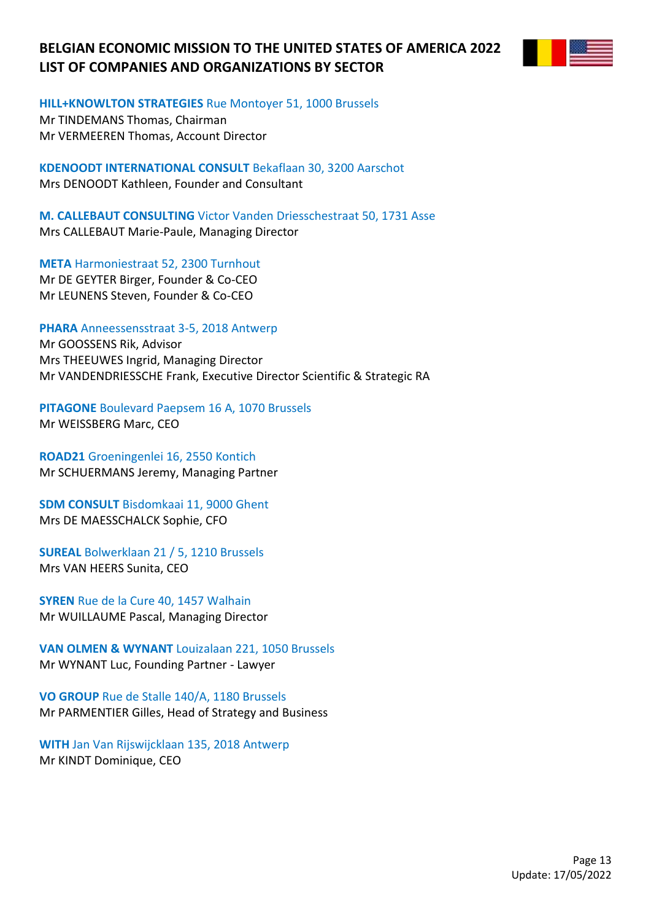**HILL+KNOWLTON STRATEGIES** Rue Montoyer 51, 1000 Brussels
Mr TINDEMANS Thomas, Chairman
Mr VERMEEREN Thomas, Account Director

**KDENOODT INTERNATIONAL CONSULT** Bekaflaan 30, 3200 Aarschot
Mrs DENOODT Kathleen, Founder and Consultant

**M. CALLEBAUT CONSULTING** Victor Vanden Driesschestraat 50, 1731 Asse
Mrs CALLEBAUT Marie-Paule, Managing Director

**META** Harmoniestraat 52, 2300 Turnhout
Mr DE GEYTER Birger, Founder & Co-CEO
Mr LEUNENS Steven, Founder & Co-CEO

**PHARA** Anneessensstraat 3-5, 2018 Antwerp
Mr GOOSSENS Rik, Advisor
Mrs THEEUWES Ingrid, Managing Director
Mr VANDENDRIESSCHE Frank, Executive Director Scientific & Strategic RA

**PITAGONE** Boulevard Paepsem 16 A, 1070 Brussels
Mr WEISSBERG Marc, CEO

**ROAD21** Groeningenlei 16, 2550 Kontich
Mr SCHUERMANS Jeremy, Managing Partner

**SDM CONSULT** Bisdomkaai 11, 9000 Ghent
Mrs DE MAESSCHALCK Sophie, CFO

**SUREAL** Bolwerklaan 21 / 5, 1210 Brussels
Mrs VAN HEERS Sunita, CEO

**SYREN** Rue de la Cure 40, 1457 Walhain
Mr WUILLAUME Pascal, Managing Director

**VAN OLMEN & WYNANT** Louizalaan 221, 1050 Brussels
Mr WYNANT Luc, Founding Partner - Lawyer

**VO GROUP** Rue de Stalle 140/A, 1180 Brussels
Mr PARMENTIER Gilles, Head of Strategy and Business

**WITH** Jan Van Rijswijcklaan 135, 2018 Antwerp
Mr KINDT Dominique, CEO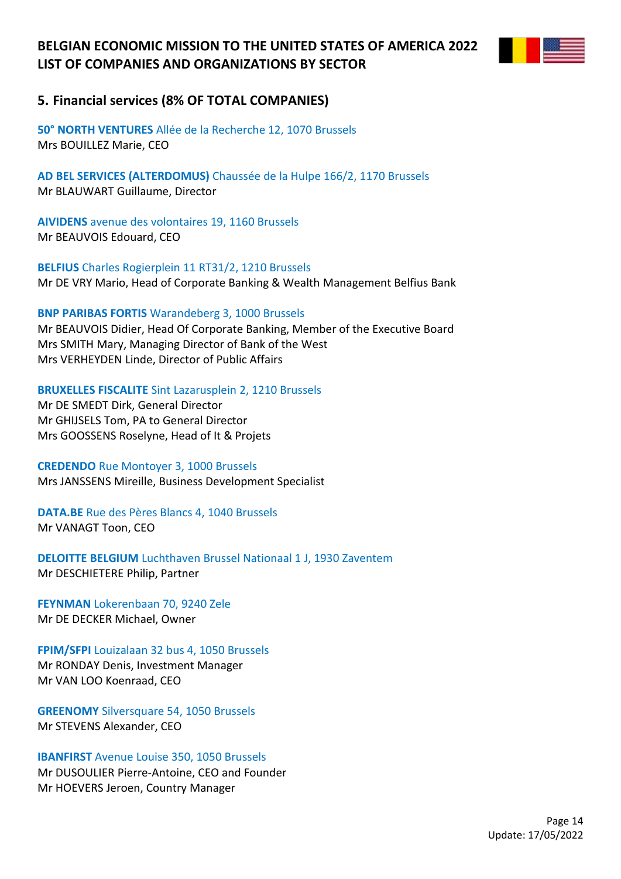# BELGIAN ECONOMIC MISSION TO THE UNITED STATES OF AMERICA 2022
# LIST OF COMPANIES AND ORGANIZATIONS BY SECTOR

## 5. Financial services (8% OF TOTAL COMPANIES)

**50° NORTH VENTURES** Allée de la Recherche 12, 1070 Brussels
Mrs BOUILLEZ Marie, CEO

**AD BEL SERVICES (ALTERDOMUS)** Chaussée de la Hulpe 166/2, 1170 Brussels
Mr BLAUWART Guillaume, Director

**AIVIDENS** avenue des volontaires 19, 1160 Brussels
Mr BEAUVOIS Edouard, CEO

**BELFIUS** Charles Rogierplein 11 RT31/2, 1210 Brussels
Mr DE VRY Mario, Head of Corporate Banking & Wealth Management Belfius Bank

**BNP PARIBAS FORTIS** Warandeberg 3, 1000 Brussels
Mr BEAUVOIS Didier, Head Of Corporate Banking, Member of the Executive Board
Mrs SMITH Mary, Managing Director of Bank of the West
Mrs VERHEYDEN Linde, Director of Public Affairs

**BRUXELLES FISCALITE** Sint Lazarusplein 2, 1210 Brussels
Mr DE SMEDT Dirk, General Director
Mr GHIJSELS Tom, PA to General Director
Mrs GOOSSENS Roselyne, Head of It & Projets

**CREDENDO** Rue Montoyer 3, 1000 Brussels
Mrs JANSSENS Mireille, Business Development Specialist

**DATA.BE** Rue des Pères Blancs 4, 1040 Brussels
Mr VANAGT Toon, CEO

**DELOITTE BELGIUM** Luchthaven Brussel Nationaal 1 J, 1930 Zaventem
Mr DESCHIETERE Philip, Partner

**FEYNMAN** Lokerenbaan 70, 9240 Zele
Mr DE DECKER Michael, Owner

**FPIM/SFPI** Louizalaan 32 bus 4, 1050 Brussels
Mr RONDAY Denis, Investment Manager
Mr VAN LOO Koenraad, CEO

**GREENOMY** Silversquare 54, 1050 Brussels
Mr STEVENS Alexander, CEO

**IBANFIRST** Avenue Louise 350, 1050 Brussels
Mr DUSOULIER Pierre-Antoine, CEO and Founder
Mr HOEVERS Jeroen, Country Manager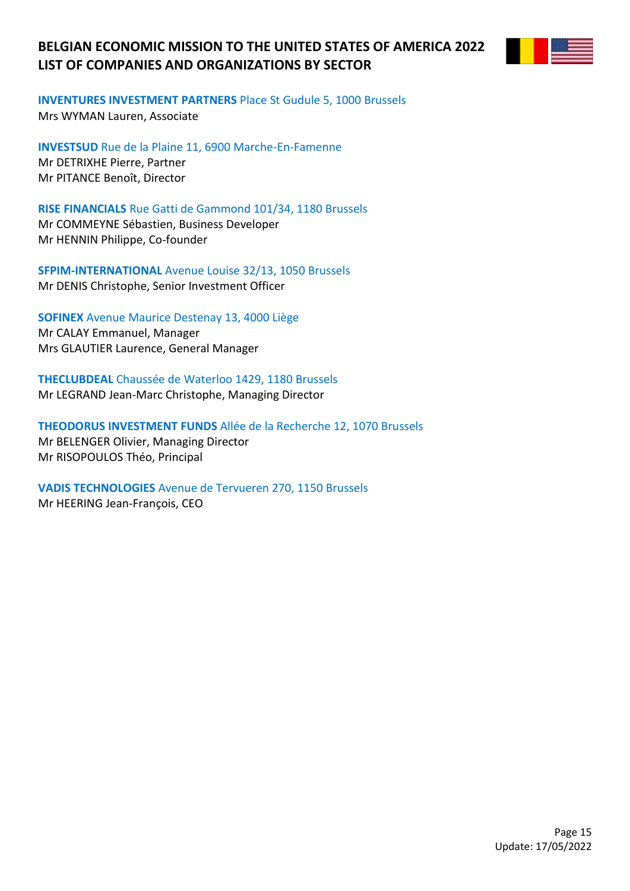**INVENTURES INVESTMENT PARTNERS** Place St Gudule 5, 1000 Brussels
Mrs WYMAN Lauren, Associate

**INVESTSUD** Rue de la Plaine 11, 6900 Marche-En-Famenne
Mr DETRIXHE Pierre, Partner
Mr PITANCE Benoît, Director

**RISE FINANCIALS** Rue Gatti de Gammond 101/34, 1180 Brussels
Mr COMMEYNE Sébastien, Business Developer
Mr HENNIN Philippe, Co-founder

**SFPIM-INTERNATIONAL** Avenue Louise 32/13, 1050 Brussels
Mr DENIS Christophe, Senior Investment Officer

**SOFINEX** Avenue Maurice Destenay 13, 4000 Liège
Mr CALAY Emmanuel, Manager
Mrs GLAUTIER Laurence, General Manager

**THECLUBDEAL** Chaussée de Waterloo 1429, 1180 Brussels
Mr LEGRAND Jean-Marc Christophe, Managing Director

**THEODORUS INVESTMENT FUNDS** Allée de la Recherche 12, 1070 Brussels
Mr BELENGER Olivier, Managing Director
Mr RISOPOULOS Théo, Principal

**VADIS TECHNOLOGIES** Avenue de Tervueren 270, 1150 Brussels
Mr HEERING Jean-François, CEO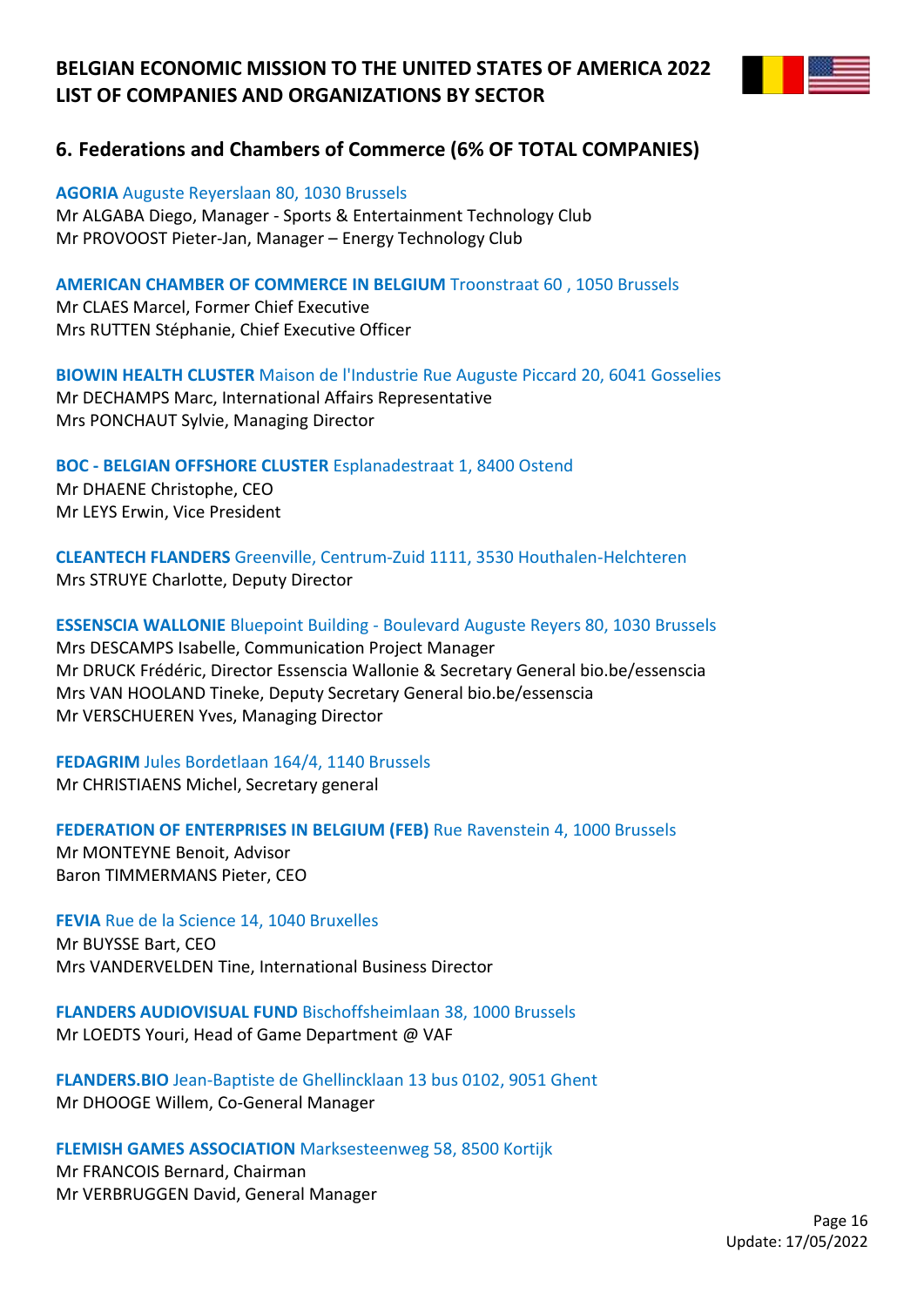## 6. Federations and Chambers of Commerce (6% OF TOTAL COMPANIES)

**AGORIA** Auguste Reyerslaan 80, 1030 Brussels
Mr ALGABA Diego, Manager - Sports & Entertainment Technology Club
Mr PROVOOST Pieter-Jan, Manager – Energy Technology Club

**AMERICAN CHAMBER OF COMMERCE IN BELGIUM** Troonstraat 60 , 1050 Brussels
Mr CLAES Marcel, Former Chief Executive
Mrs RUTTEN Stéphanie, Chief Executive Officer

**BIOWIN HEALTH CLUSTER** Maison de l'Industrie Rue Auguste Piccard 20, 6041 Gosselies
Mr DECHAMPS Marc, International Affairs Representative
Mrs PONCHAUT Sylvie, Managing Director

**BOC - BELGIAN OFFSHORE CLUSTER** Esplanadestraat 1, 8400 Ostend
Mr DHAENE Christophe, CEO
Mr LEYS Erwin, Vice President

**CLEANTECH FLANDERS** Greenville, Centrum-Zuid 1111, 3530 Houthalen-Helchteren
Mrs STRUYE Charlotte, Deputy Director

**ESSENSCIA WALLONIE** Bluepoint Building - Boulevard Auguste Reyers 80, 1030 Brussels
Mrs DESCAMPS Isabelle, Communication Project Manager
Mr DRUCK Frédéric, Director Essenscia Wallonie & Secretary General bio.be/essenscia
Mrs VAN HOOLAND Tineke, Deputy Secretary General bio.be/essenscia
Mr VERSCHUEREN Yves, Managing Director

**FEDAGRIM** Jules Bordetlaan 164/4, 1140 Brussels
Mr CHRISTIAENS Michel, Secretary general

**FEDERATION OF ENTERPRISES IN BELGIUM (FEB)** Rue Ravenstein 4, 1000 Brussels
Mr MONTEYNE Benoit, Advisor
Baron TIMMERMANS Pieter, CEO

**FEVIA** Rue de la Science 14, 1040 Bruxelles
Mr BUYSSE Bart, CEO
Mrs VANDERVELDEN Tine, International Business Director

**FLANDERS AUDIOVISUAL FUND** Bischoffsheimlaan 38, 1000 Brussels
Mr LOEDTS Youri, Head of Game Department @ VAF

**FLANDERS.BIO** Jean-Baptiste de Ghellincklaan 13 bus 0102, 9051 Ghent
Mr DHOOGE Willem, Co-General Manager

**FLEMISH GAMES ASSOCIATION** Marksesteenweg 58, 8500 Kortijk
Mr FRANCOIS Bernard, Chairman
Mr VERBRUGGEN David, General Manager

Update: 17/05/2022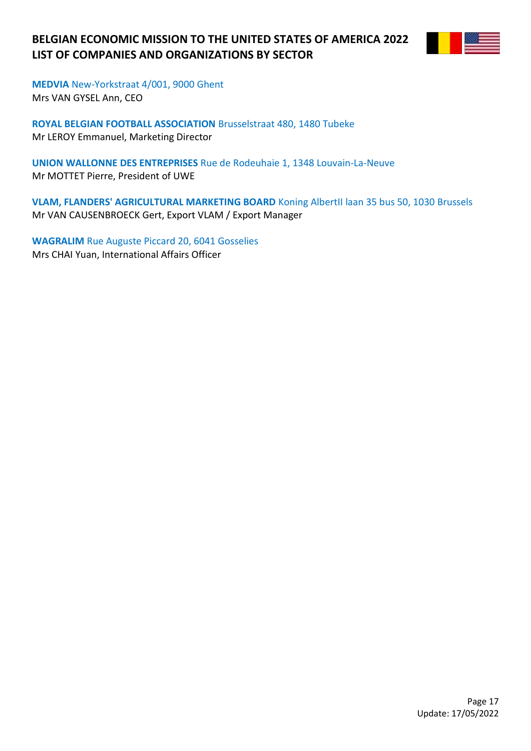**MEDVIA** New-Yorkstraat 4/001, 9000 Ghent
Mrs VAN GYSEL Ann, CEO

**ROYAL BELGIAN FOOTBALL ASSOCIATION** Brusselstraat 480, 1480 Tubeke
Mr LEROY Emmanuel, Marketing Director

**UNION WALLONNE DES ENTREPRISES** Rue de Rodeuhaie 1, 1348 Louvain-La-Neuve
Mr MOTTET Pierre, President of UWE

**VLAM, FLANDERS' AGRICULTURAL MARKETING BOARD** Koning AlbertII laan 35 bus 50, 1030 Brussels
Mr VAN CAUSENBROECK Gert, Export VLAM / Export Manager

**WAGRALIM** Rue Auguste Piccard 20, 6041 Gosselies
Mrs CHAI Yuan, International Affairs Officer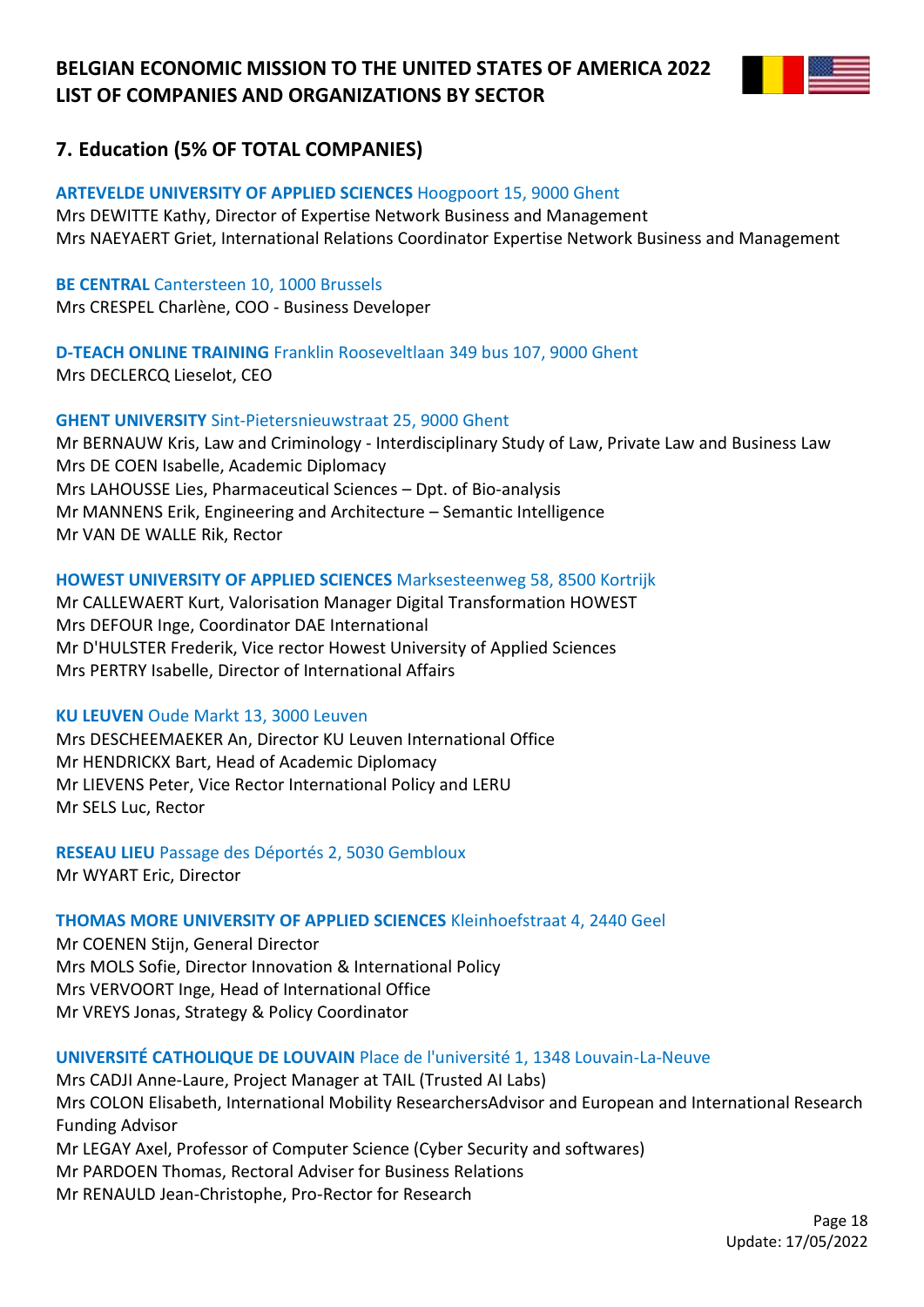## 7. Education (5% OF TOTAL COMPANIES)

**ARTEVELDE UNIVERSITY OF APPLIED SCIENCES** Hoogpoort 15, 9000 Ghent
Mrs DEWITTE Kathy, Director of Expertise Network Business and Management
Mrs NAEYAERT Griet, International Relations Coordinator Expertise Network Business and Management

**BE CENTRAL** Cantersteen 10, 1000 Brussels
Mrs CRESPEL Charlène, COO - Business Developer

**D-TEACH ONLINE TRAINING** Franklin Rooseveltlaan 349 bus 107, 9000 Ghent
Mrs DECLERCQ Lieselot, CEO

**GHENT UNIVERSITY** Sint-Pietersnieuwstraat 25, 9000 Ghent
Mr BERNAUW Kris, Law and Criminology - Interdisciplinary Study of Law, Private Law and Business Law
Mrs DE COEN Isabelle, Academic Diplomacy
Mrs LAHOUSSE Lies, Pharmaceutical Sciences – Dpt. of Bio-analysis
Mr MANNENS Erik, Engineering and Architecture – Semantic Intelligence
Mr VAN DE WALLE Rik, Rector

**HOWEST UNIVERSITY OF APPLIED SCIENCES** Marksesteenweg 58, 8500 Kortrijk
Mr CALLEWAERT Kurt, Valorisation Manager Digital Transformation HOWEST
Mrs DEFOUR Inge, Coordinator DAE International
Mr D'HULSTER Frederik, Vice rector Howest University of Applied Sciences
Mrs PERTRY Isabelle, Director of International Affairs

**KU LEUVEN** Oude Markt 13, 3000 Leuven
Mrs DESCHEEMAEKER An, Director KU Leuven International Office
Mr HENDRICKX Bart, Head of Academic Diplomacy
Mr LIEVENS Peter, Vice Rector International Policy and LERU
Mr SELS Luc, Rector

**RESEAU LIEU** Passage des Déportés 2, 5030 Gembloux
Mr WYART Eric, Director

**THOMAS MORE UNIVERSITY OF APPLIED SCIENCES** Kleinhoefstraat 4, 2440 Geel
Mr COENEN Stijn, General Director
Mrs MOLS Sofie, Director Innovation & International Policy
Mrs VERVOORT Inge, Head of International Office
Mr VREYS Jonas, Strategy & Policy Coordinator

**UNIVERSITÉ CATHOLIQUE DE LOUVAIN** Place de l'université 1, 1348 Louvain-La-Neuve
Mrs CADJI Anne-Laure, Project Manager at TAIL (Trusted AI Labs)
Mrs COLON Elisabeth, International Mobility ResearchersAdvisor and European and International Research Funding Advisor
Mr LEGAY Axel, Professor of Computer Science (Cyber Security and softwares)
Mr PARDOEN Thomas, Rectoral Adviser for Business Relations
Mr RENAULD Jean-Christophe, Pro-Rector for Research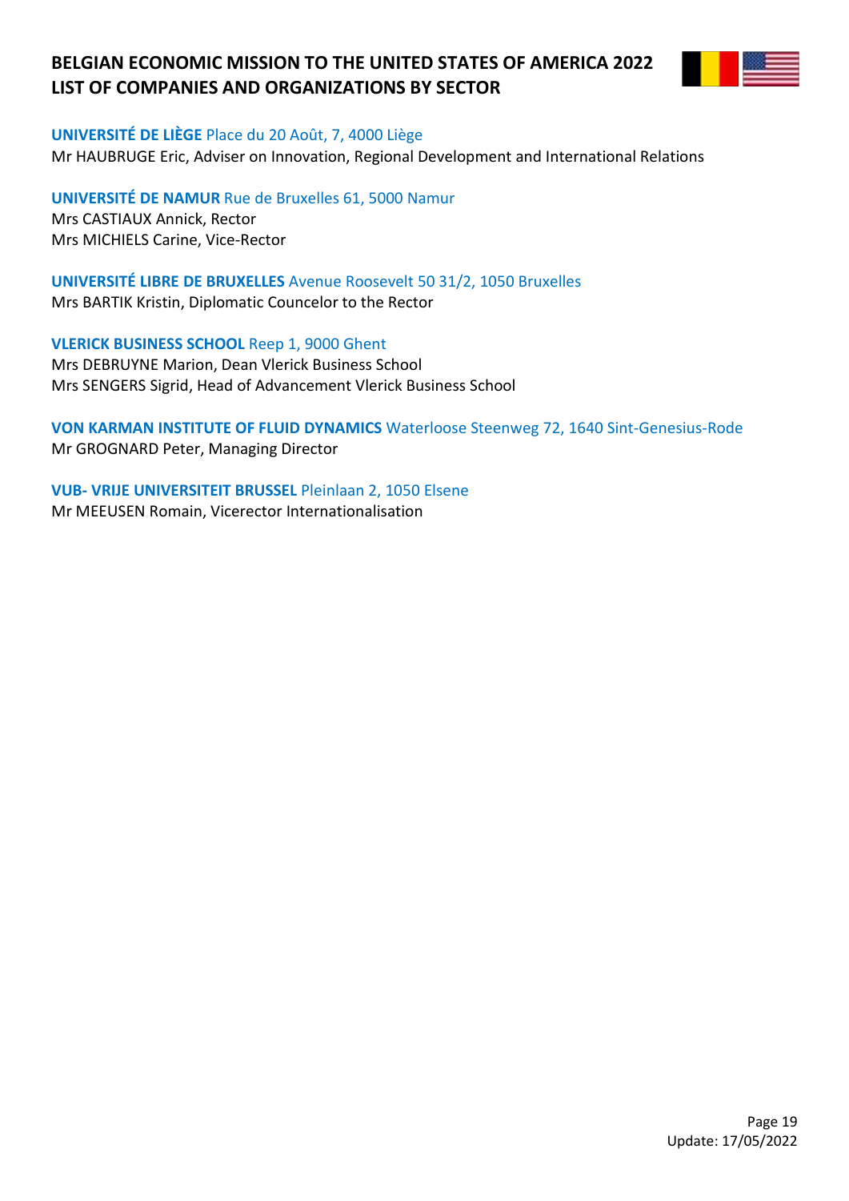**UNIVERSITÉ DE LIÈGE** Place du 20 Août, 7, 4000 Liège
Mr HAUBRUGE Eric, Adviser on Innovation, Regional Development and International Relations

**UNIVERSITÉ DE NAMUR** Rue de Bruxelles 61, 5000 Namur
Mrs CASTIAUX Annick, Rector
Mrs MICHIELS Carine, Vice-Rector

**UNIVERSITÉ LIBRE DE BRUXELLES** Avenue Roosevelt 50 31/2, 1050 Bruxelles
Mrs BARTIK Kristin, Diplomatic Councelor to the Rector

**VLERICK BUSINESS SCHOOL** Reep 1, 9000 Ghent
Mrs DEBRUYNE Marion, Dean Vlerick Business School
Mrs SENGERS Sigrid, Head of Advancement Vlerick Business School

**VON KARMAN INSTITUTE OF FLUID DYNAMICS** Waterloose Steenweg 72, 1640 Sint-Genesius-Rode
Mr GROGNARD Peter, Managing Director

**VUB- VRIJE UNIVERSITEIT BRUSSEL** Pleinlaan 2, 1050 Elsene
Mr MEEUSEN Romain, Vicerector Internationalisation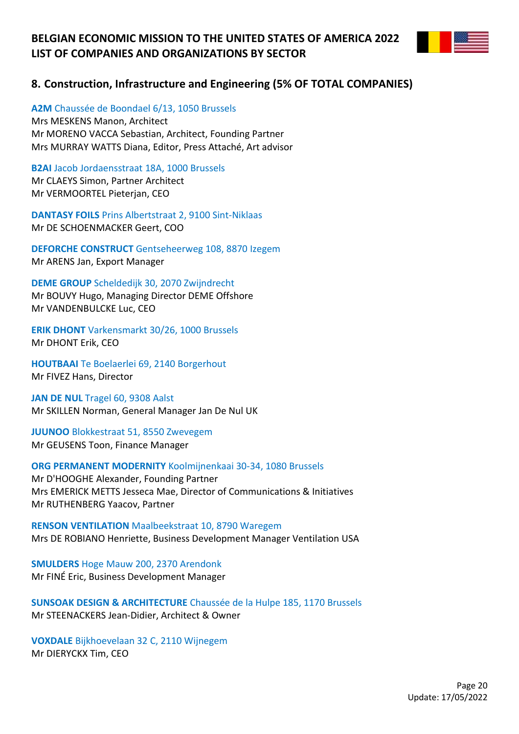## 8. Construction, Infrastructure and Engineering (5% OF TOTAL COMPANIES)

**A2M** Chaussée de Boondael 6/13, 1050 Brussels
Mrs MESKENS Manon, Architect
Mr MORENO VACCA Sebastian, Architect, Founding Partner
Mrs MURRAY WATTS Diana, Editor, Press Attaché, Art advisor

**B2AI** Jacob Jordaensstraat 18A, 1000 Brussels
Mr CLAEYS Simon, Partner Architect
Mr VERMOORTEL Pieterjan, CEO

**DANTASY FOILS** Prins Albertstraat 2, 9100 Sint-Niklaas
Mr DE SCHOENMACKER Geert, COO

**DEFORCHE CONSTRUCT** Gentseheerweg 108, 8870 Izegem
Mr ARENS Jan, Export Manager

**DEME GROUP** Scheldedijk 30, 2070 Zwijndrecht
Mr BOUVY Hugo, Managing Director DEME Offshore
Mr VANDENBULCKE Luc, CEO

**ERIK DHONT** Varkensmarkt 30/26, 1000 Brussels
Mr DHONT Erik, CEO

**HOUTBAAI** Te Boelaerlei 69, 2140 Borgerhout
Mr FIVEZ Hans, Director

**JAN DE NUL** Tragel 60, 9308 Aalst
Mr SKILLEN Norman, General Manager Jan De Nul UK

**JUUNOO** Blokkestraat 51, 8550 Zwevegem
Mr GEUSENS Toon, Finance Manager

**ORG PERMANENT MODERNITY** Koolmijnenkaai 30-34, 1080 Brussels
Mr D'HOOGHE Alexander, Founding Partner
Mrs EMERICK METTS Jesseca Mae, Director of Communications & Initiatives
Mr RUTHENBERG Yaacov, Partner

**RENSON VENTILATION** Maalbeekstraat 10, 8790 Waregem
Mrs DE ROBIANO Henriette, Business Development Manager Ventilation USA

**SMULDERS** Hoge Mauw 200, 2370 Arendonk
Mr FINÉ Eric, Business Development Manager

**SUNSOAK DESIGN & ARCHITECTURE** Chaussée de la Hulpe 185, 1170 Brussels
Mr STEENACKERS Jean-Didier, Architect & Owner

**VOXDALE** Bijkhoevelaan 32 C, 2110 Wijnegem
Mr DIERYCKX Tim, CEO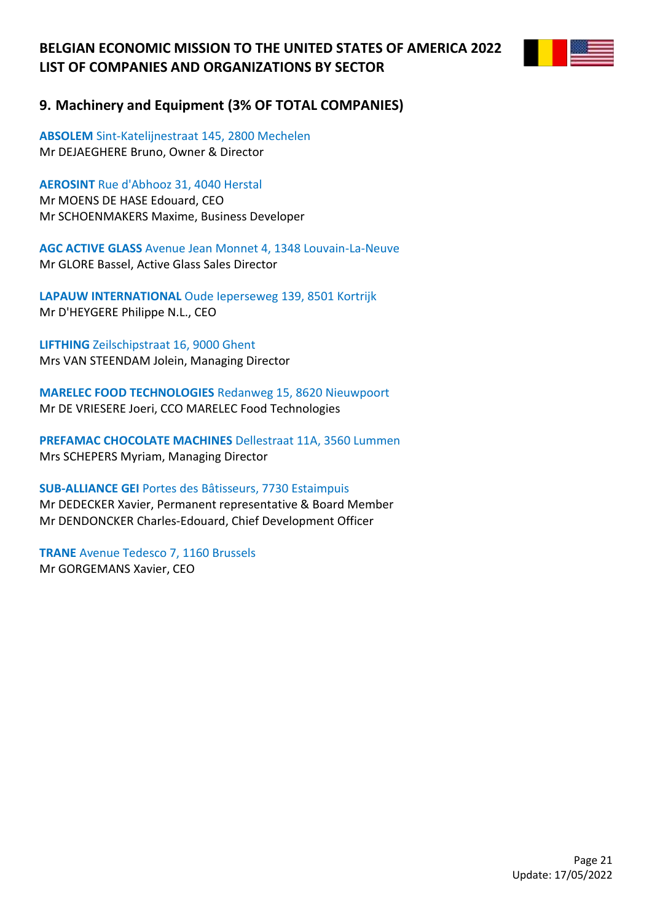## 9. Machinery and Equipment (3% OF TOTAL COMPANIES)

**ABSOLEM** Sint-Katelijnestraat 145, 2800 Mechelen
Mr DEJAEGHERE Bruno, Owner & Director

**AEROSINT** Rue d'Abhooz 31, 4040 Herstal
Mr MOENS DE HASE Edouard, CEO
Mr SCHOENMAKERS Maxime, Business Developer

**AGC ACTIVE GLASS** Avenue Jean Monnet 4, 1348 Louvain-La-Neuve
Mr GLORE Bassel, Active Glass Sales Director

**LAPAUW INTERNATIONAL** Oude Ieperseweg 139, 8501 Kortrijk
Mr D'HEYGERE Philippe N.L., CEO

**LIFTHING** Zeilschipstraat 16, 9000 Ghent
Mrs VAN STEENDAM Jolein, Managing Director

**MARELEC FOOD TECHNOLOGIES** Redanweg 15, 8620 Nieuwpoort
Mr DE VRIESERE Joeri, CCO MARELEC Food Technologies

**PREFAMAC CHOCOLATE MACHINES** Dellestraat 11A, 3560 Lummen
Mrs SCHEPERS Myriam, Managing Director

**SUB-ALLIANCE GEI** Portes des Bâtisseurs, 7730 Estaimpuis
Mr DEDECKER Xavier, Permanent representative & Board Member
Mr DENDONCKER Charles-Edouard, Chief Development Officer

**TRANE** Avenue Tedesco 7, 1160 Brussels
Mr GORGEMANS Xavier, CEO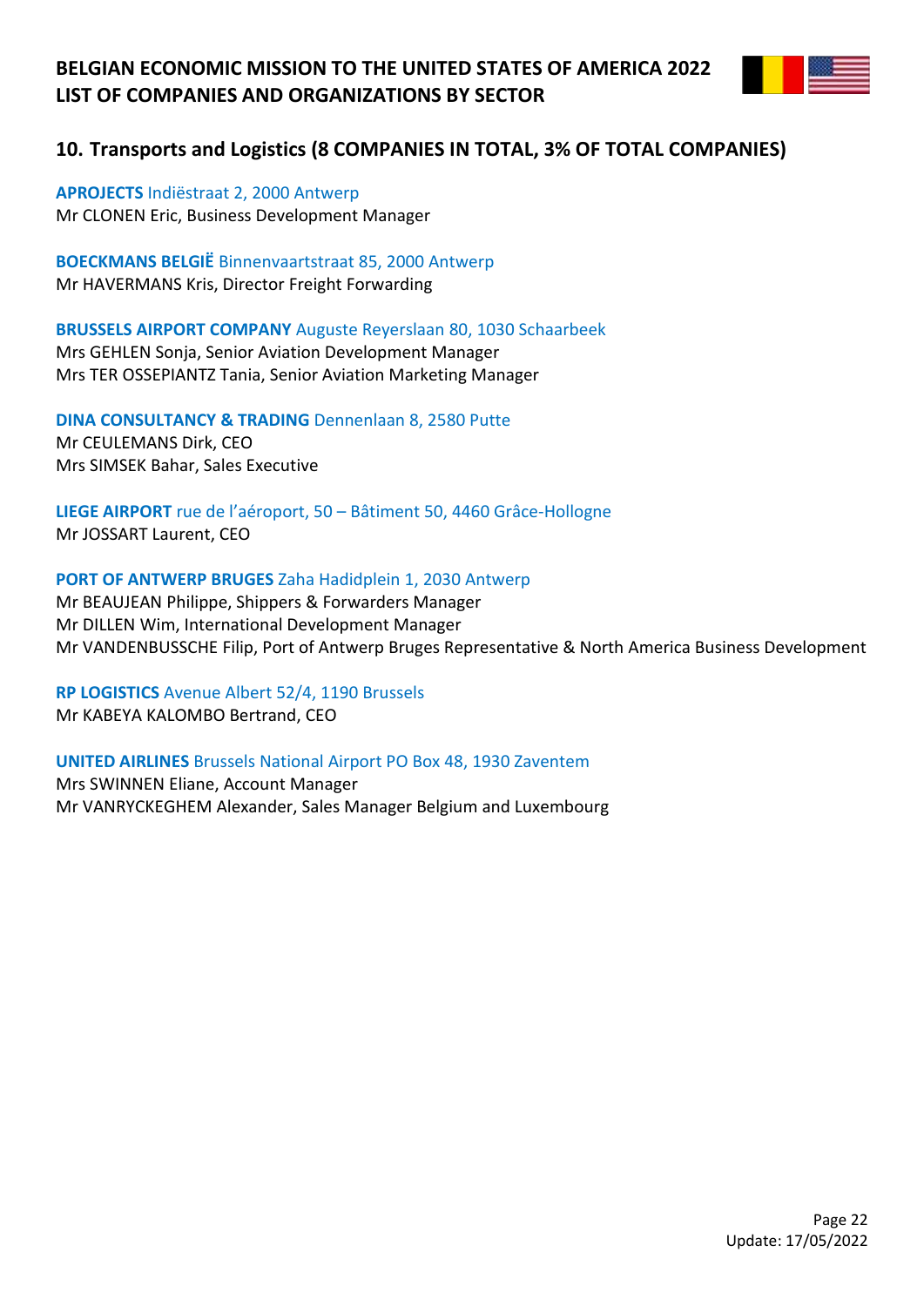## 10. Transports and Logistics (8 COMPANIES IN TOTAL, 3% OF TOTAL COMPANIES)

**APROJECTS** Indiëstraat 2, 2000 Antwerp
Mr CLONEN Eric, Business Development Manager

**BOECKMANS BELGIË** Binnenvaartstraat 85, 2000 Antwerp
Mr HAVERMANS Kris, Director Freight Forwarding

**BRUSSELS AIRPORT COMPANY** Auguste Reyerslaan 80, 1030 Schaarbeek
Mrs GEHLEN Sonja, Senior Aviation Development Manager
Mrs TER OSSEPIANTZ Tania, Senior Aviation Marketing Manager

**DINA CONSULTANCY & TRADING** Dennenlaan 8, 2580 Putte
Mr CEULEMANS Dirk, CEO
Mrs SIMSEK Bahar, Sales Executive

**LIEGE AIRPORT** rue de l'aéroport, 50 – Bâtiment 50, 4460 Grâce-Hollogne
Mr JOSSART Laurent, CEO

**PORT OF ANTWERP BRUGES** Zaha Hadidplein 1, 2030 Antwerp
Mr BEAUJEAN Philippe, Shippers & Forwarders Manager
Mr DILLEN Wim, International Development Manager
Mr VANDENBUSSCHE Filip, Port of Antwerp Bruges Representative & North America Business Development

**RP LOGISTICS** Avenue Albert 52/4, 1190 Brussels
Mr KABEYA KALOMBO Bertrand, CEO

**UNITED AIRLINES** Brussels National Airport PO Box 48, 1930 Zaventem
Mrs SWINNEN Eliane, Account Manager
Mr VANRYCKEGHEM Alexander, Sales Manager Belgium and Luxembourg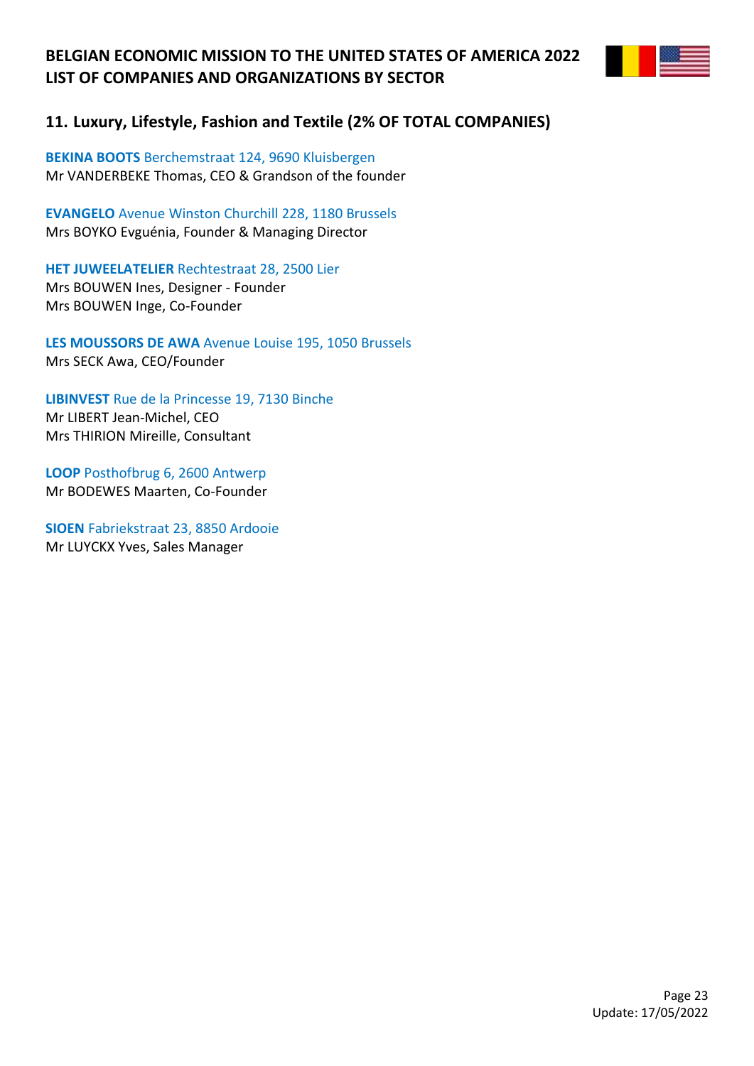# BELGIAN ECONOMIC MISSION TO THE UNITED STATES OF AMERICA 2022
# LIST OF COMPANIES AND ORGANIZATIONS BY SECTOR

## 11. Luxury, Lifestyle, Fashion and Textile (2% OF TOTAL COMPANIES)

**BEKINA BOOTS** Berchemstraat 124, 9690 Kluisbergen
Mr VANDERBEKE Thomas, CEO & Grandson of the founder

**EVANGELO** Avenue Winston Churchill 228, 1180 Brussels
Mrs BOYKO Evguénia, Founder & Managing Director

**HET JUWEELATELIER** Rechtestraat 28, 2500 Lier
Mrs BOUWEN Ines, Designer - Founder
Mrs BOUWEN Inge, Co-Founder

**LES MOUSSORS DE AWA** Avenue Louise 195, 1050 Brussels
Mrs SECK Awa, CEO/Founder

**LIBINVEST** Rue de la Princesse 19, 7130 Binche
Mr LIBERT Jean-Michel, CEO
Mrs THIRION Mireille, Consultant

**LOOP** Posthofbrug 6, 2600 Antwerp
Mr BODEWES Maarten, Co-Founder

**SIOEN** Fabriekstraat 23, 8850 Ardooie
Mr LUYCKX Yves, Sales Manager

Update: 17/05/2022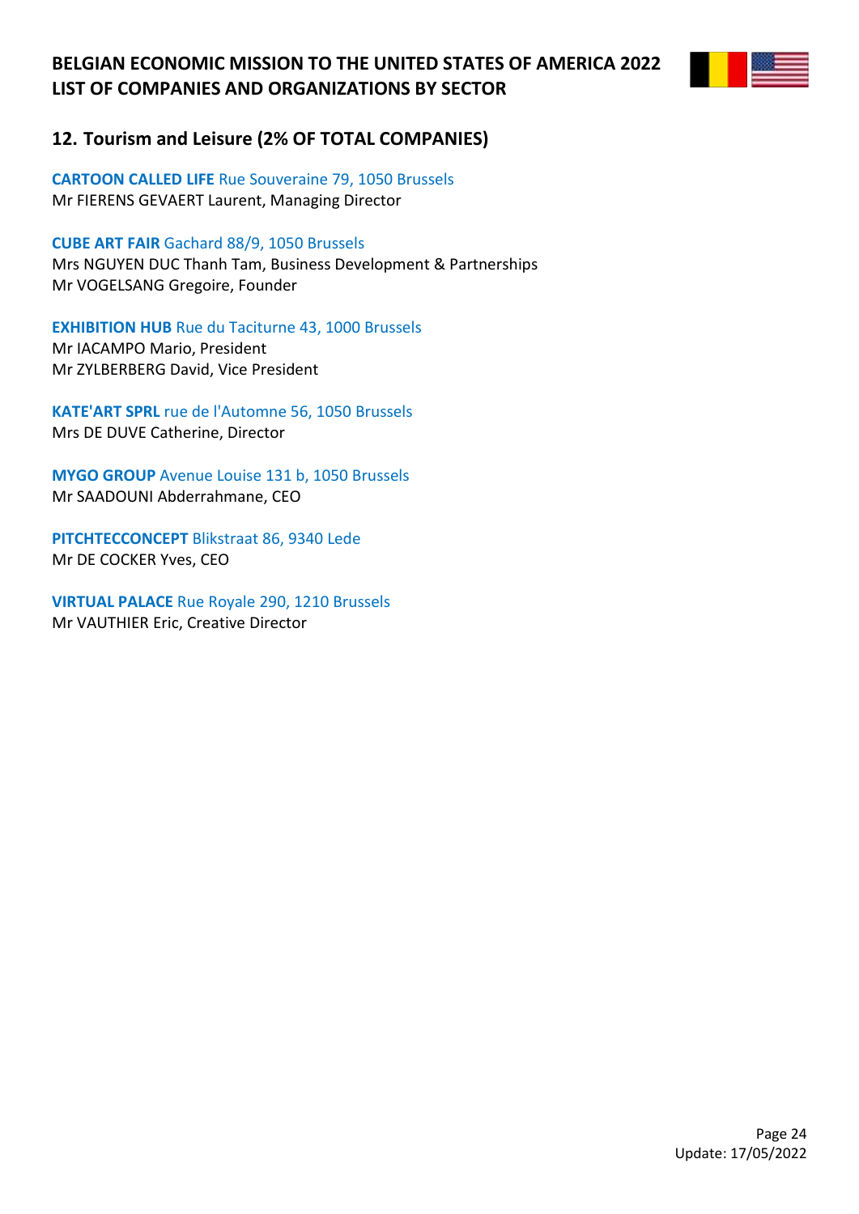## 12. Tourism and Leisure (2% OF TOTAL COMPANIES)

**CARTOON CALLED LIFE** Rue Souveraine 79, 1050 Brussels
Mr FIERENS GEVAERT Laurent, Managing Director

**CUBE ART FAIR** Gachard 88/9, 1050 Brussels
Mrs NGUYEN DUC Thanh Tam, Business Development & Partnerships
Mr VOGELSANG Gregoire, Founder

**EXHIBITION HUB** Rue du Taciturne 43, 1000 Brussels
Mr IACAMPO Mario, President
Mr ZYLBERBERG David, Vice President

**KATE'ART SPRL** rue de l'Automne 56, 1050 Brussels
Mrs DE DUVE Catherine, Director

**MYGO GROUP** Avenue Louise 131 b, 1050 Brussels
Mr SAADOUNI Abderrahmane, CEO

**PITCHTECCONCEPT** Blikstraat 86, 9340 Lede
Mr DE COCKER Yves, CEO

**VIRTUAL PALACE** Rue Royale 290, 1210 Brussels
Mr VAUTHIER Eric, Creative Director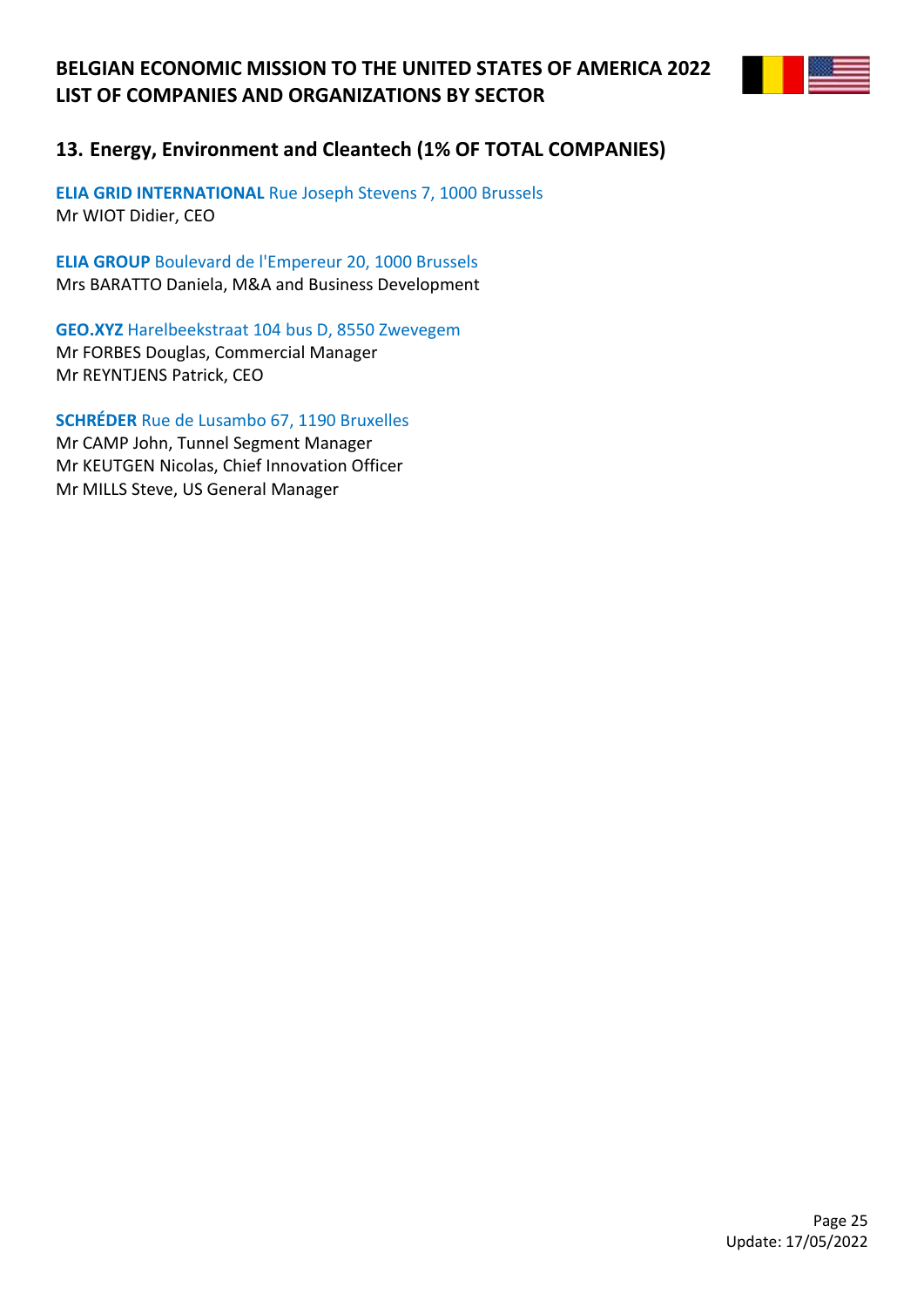## 13. Energy, Environment and Cleantech (1% OF TOTAL COMPANIES)

**ELIA GRID INTERNATIONAL** Rue Joseph Stevens 7, 1000 Brussels
Mr WIOT Didier, CEO

**ELIA GROUP** Boulevard de l'Empereur 20, 1000 Brussels
Mrs BARATTO Daniela, M&A and Business Development

**GEO.XYZ** Harelbeekstraat 104 bus D, 8550 Zwevegem
Mr FORBES Douglas, Commercial Manager
Mr REYNTJENS Patrick, CEO

**SCHRÉDER** Rue de Lusambo 67, 1190 Bruxelles
Mr CAMP John, Tunnel Segment Manager
Mr KEUTGEN Nicolas, Chief Innovation Officer
Mr MILLS Steve, US General Manager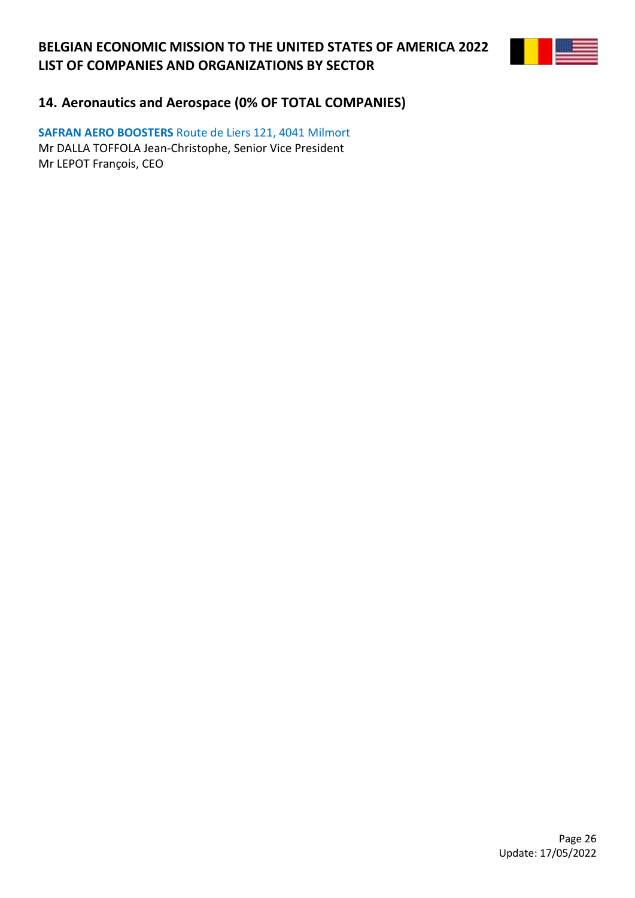## 14. Aeronautics and Aerospace (0% OF TOTAL COMPANIES)

**SAFRAN AERO BOOSTERS** Route de Liers 121, 4041 Milmort
Mr DALLA TOFFOLA Jean-Christophe, Senior Vice President
Mr LEPOT François, CEO